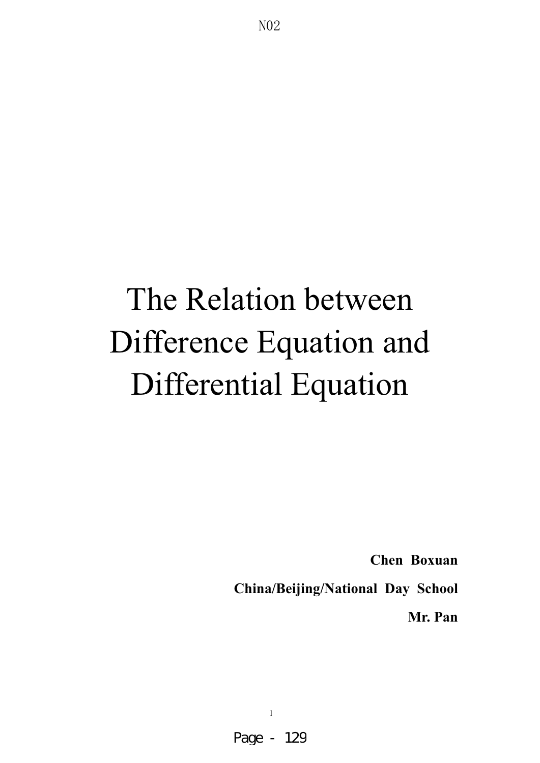N02

# The Relation between Difference Equation and Differential Equation

**Chen Boxuan**

**China/Beijing/National Day School**

**Mr. Pan**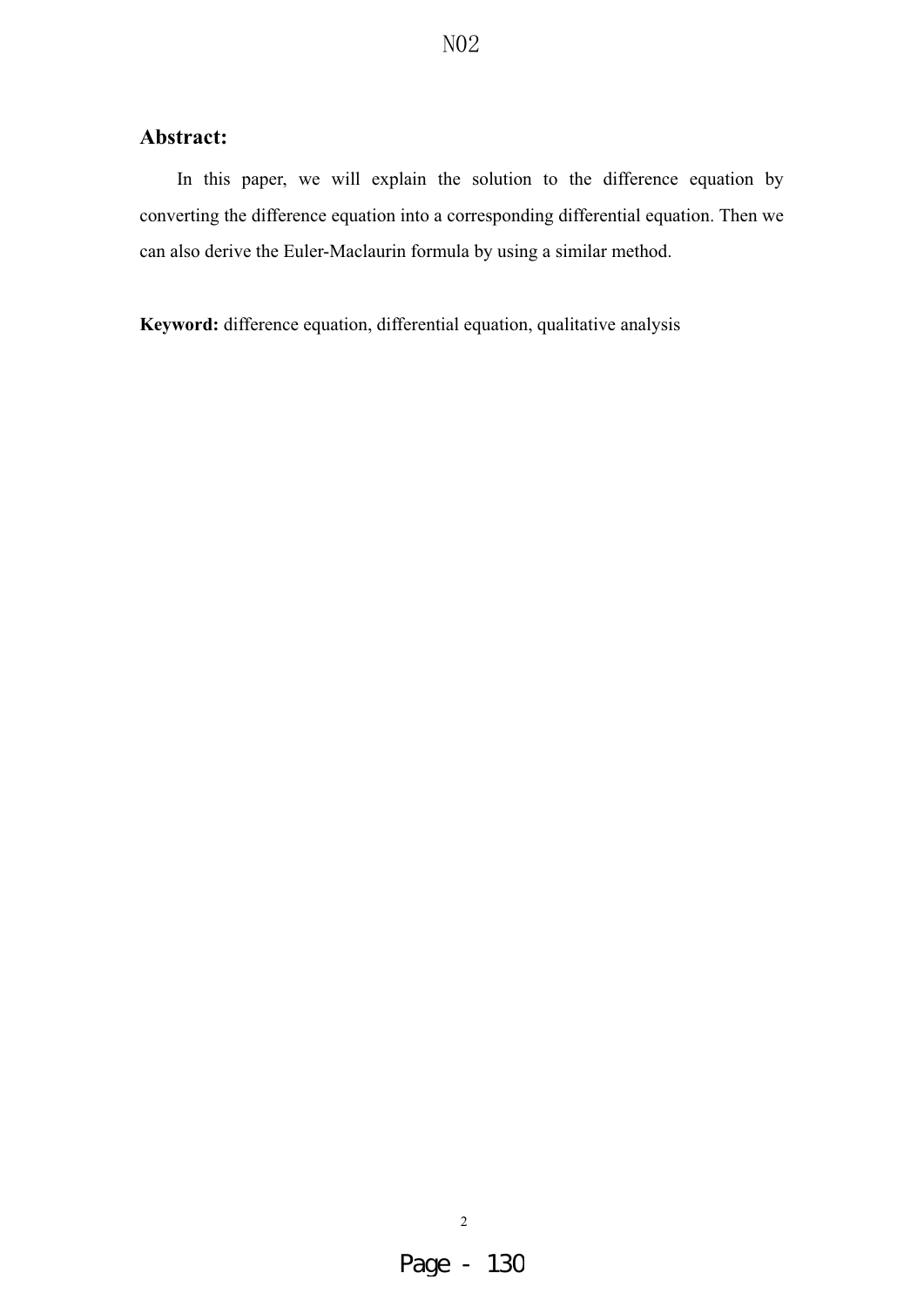## Abstract:

In this paper, we will explain the solution to the difference equation by converting the difference equation into a corresponding differential equation. Then we can also derive the Euler-Maclaurin formula by using a similar method.

**Keyword:** difference equation, differential equation, qualitative analysis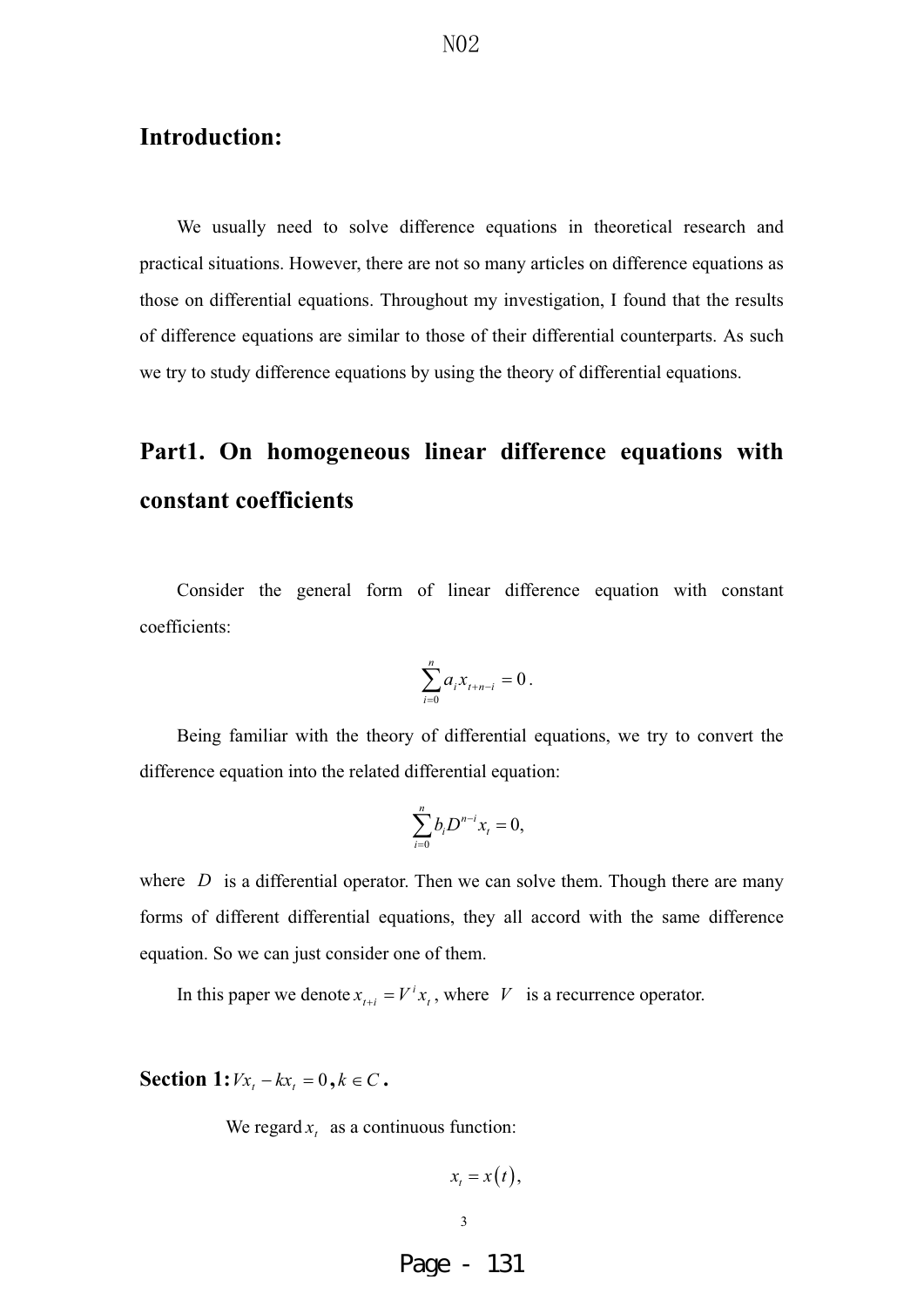## Introduction:

We usually need to solve difference equations in theoretical research and practical situations. However, there are not so many articles on difference equations as those on differential equations. Throughout my investigation, I found that the results of difference equations are similar to those of their differential counterparts. As such we try to study difference equations by using the theory of differential equations.

## Part1. On homogeneous linear difference equations with constant coefficients

Consider the general form of linear difference equation with constant coefficients:

$$\sum_{i=0}^{n} a_i x_{t+n-i} = 0 .$$

Being familiar with the theory of differential equations, we try to convert the difference equation into the related differential equation:

$$\sum_{i=0}^{n} b_i D^{n-i} x_t = 0,$$

where $D$ is a differential operator. Then we can solve them. Though there are many forms of different differential equations, they all accord with the same difference equation. So we can just consider one of them.

In this paper we denote $x_{t+i} = V^i x_t$, where $V$ is a recurrence operator.

### Section 1: $Vx_t - kx_t = 0, k \in C$.

We regard $x_t$ as a continuous function:

$$x_t = x(t),$$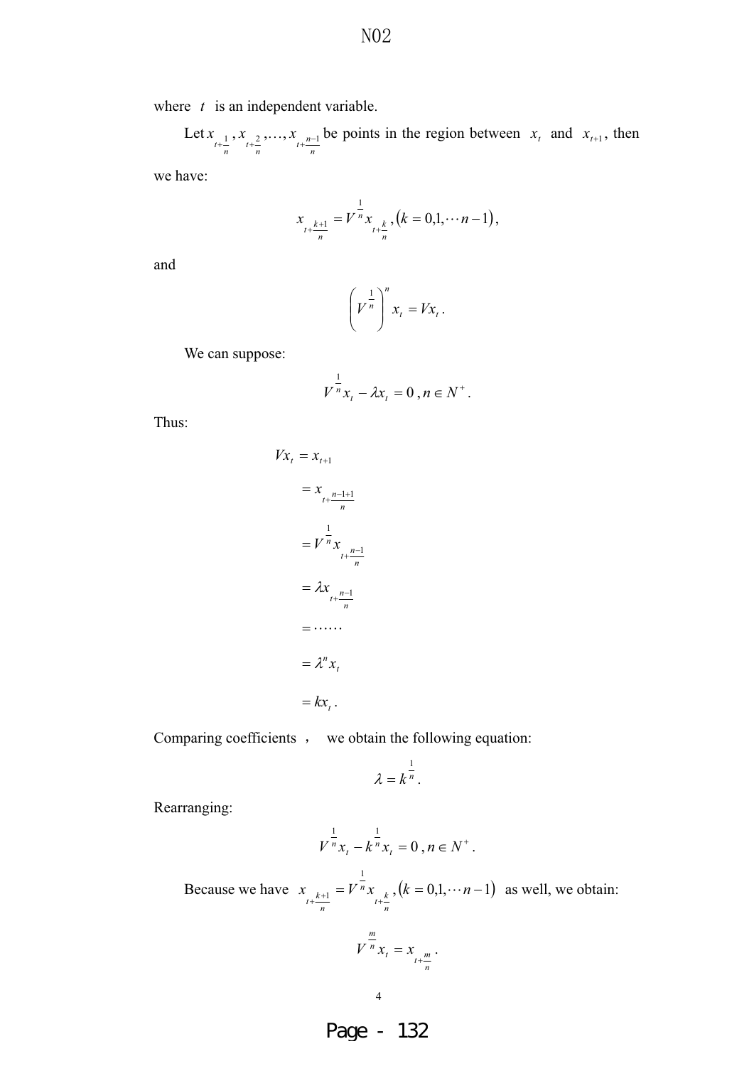where $t$ is an independent variable.

Let $x_{t+\frac{1}{n}}, x_{t+\frac{2}{n}}, \ldots, x_{t+\frac{n-1}{n}}$ be points in the region between $x_t$ and $x_{t+1}$, then we have:

$$x_{t+\frac{k+1}{n}} = V^{\frac{1}{n}} x_{t+\frac{k}{n}}, (k = 0,1,\cdots n-1),$$

and

$$\left(V^{\frac{1}{n}}\right)^n x_t = Vx_t.$$

We can suppose:

$$V^{\frac{1}{n}} x_t - \lambda x_t = 0, n \in N^+.$$

Thus:

$$\begin{aligned}
Vx_t &= x_{t+1} \\
&= x_{t+\frac{n-1+1}{n}} \\
&= V^{\frac{1}{n}} x_{t+\frac{n-1}{n}} \\
&= \lambda x_{t+\frac{n-1}{n}} \\
&= \cdots\cdots \\
&= \lambda^n x_t \\
&= kx_t.
\end{aligned}$$

Comparing coefficients， we obtain the following equation:

$$\lambda = k^{\frac{1}{n}}.$$

Rearranging:

$$V^{\frac{1}{n}} x_t - k^{\frac{1}{n}} x_t = 0, n \in N^+.$$

Because we have $x_{t+\frac{k+1}{n}} = V^{\frac{1}{n}} x_{t+\frac{k}{n}}, (k = 0,1,\cdots n-1)$ as well, we obtain:

$$V^{\frac{m}{n}} x_t = x_{t+\frac{m}{n}}.$$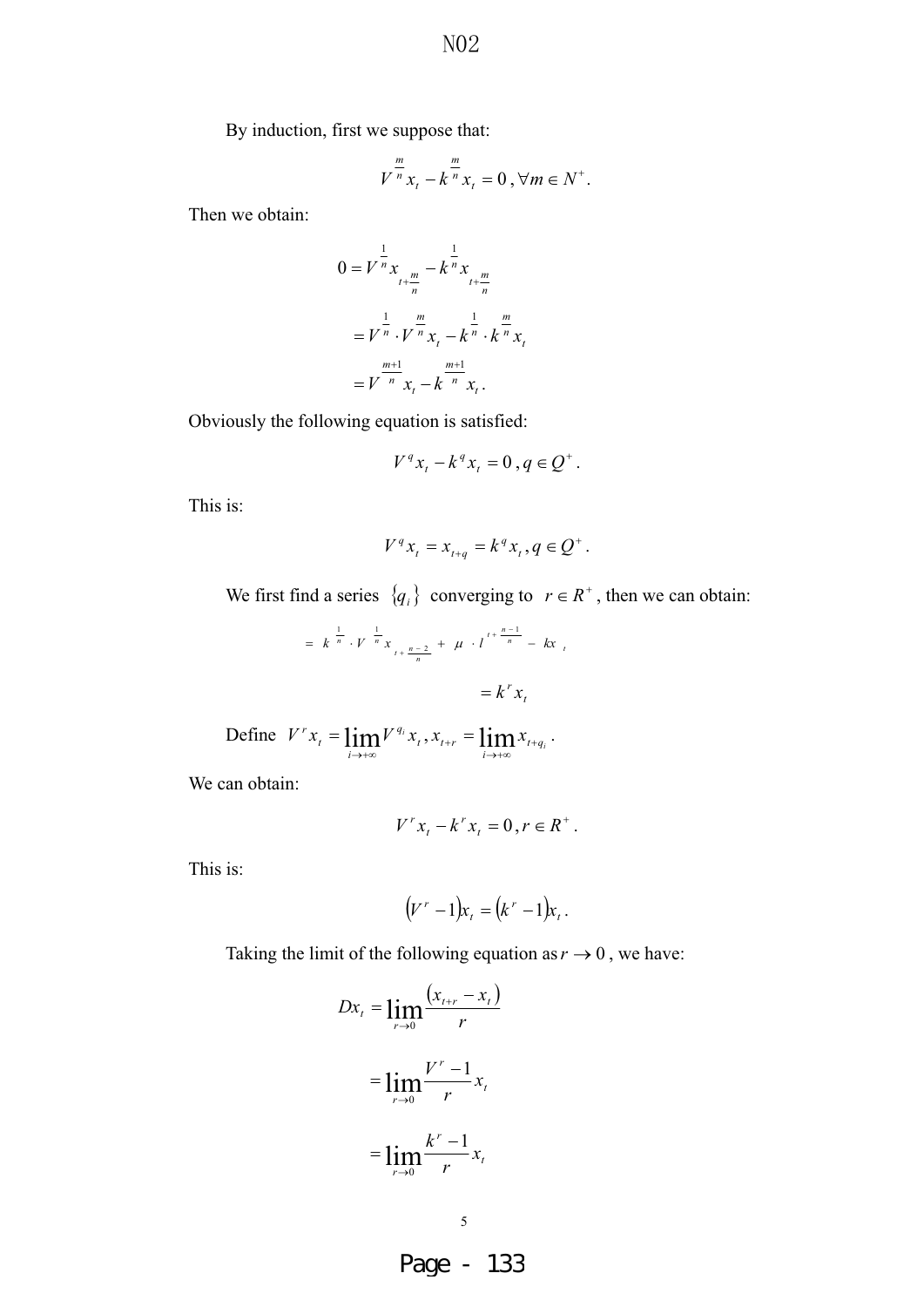By induction, first we suppose that:

$$V^{\frac{m}{n}}x_t - k^{\frac{m}{n}}x_t = 0\,, \forall m \in N^+ .$$

Then we obtain:

$$\begin{aligned}
0 &= V^{\frac{1}{n}}x_{t+\frac{m}{n}} - k^{\frac{1}{n}}x_{t+\frac{m}{n}} \\
&= V^{\frac{1}{n}} \cdot V^{\frac{m}{n}}x_t - k^{\frac{1}{n}} \cdot k^{\frac{m}{n}}x_t \\
&= V^{\frac{m+1}{n}}x_t - k^{\frac{m+1}{n}}x_t .
\end{aligned}$$

Obviously the following equation is satisfied:

$$V^q x_t - k^q x_t = 0\,, q \in Q^+ .$$

This is:

$$V^q x_t = x_{t+q} = k^q x_t\,, q \in Q^+ .$$

We first find a series $\{q_i\}$ converging to $r \in R^+$, then we can obtain:

$$= k^{\frac{1}{n}} \cdot V^{\frac{1}{n}} x_{t+\frac{n-2}{n}} + \mu \cdot l^{t+\frac{n-1}{n}} - kx_t$$

$$= k^r x_t$$

Define $V^r x_t = \lim\limits_{i \to +\infty} V^{q_i} x_t\,, x_{t+r} = \lim\limits_{i \to +\infty} x_{t+q_i}$.

We can obtain:

$$V^r x_t - k^r x_t = 0\,, r \in R^+ .$$

This is:

$$\left(V^r - 1\right)x_t = \left(k^r - 1\right)x_t .$$

Taking the limit of the following equation as $r \to 0$, we have:

$$\begin{aligned}
Dx_t &= \lim_{r \to 0} \frac{\left(x_{t+r} - x_t\right)}{r} \\
&= \lim_{r \to 0} \frac{V^r - 1}{r} x_t \\
&= \lim_{r \to 0} \frac{k^r - 1}{r} x_t
\end{aligned}$$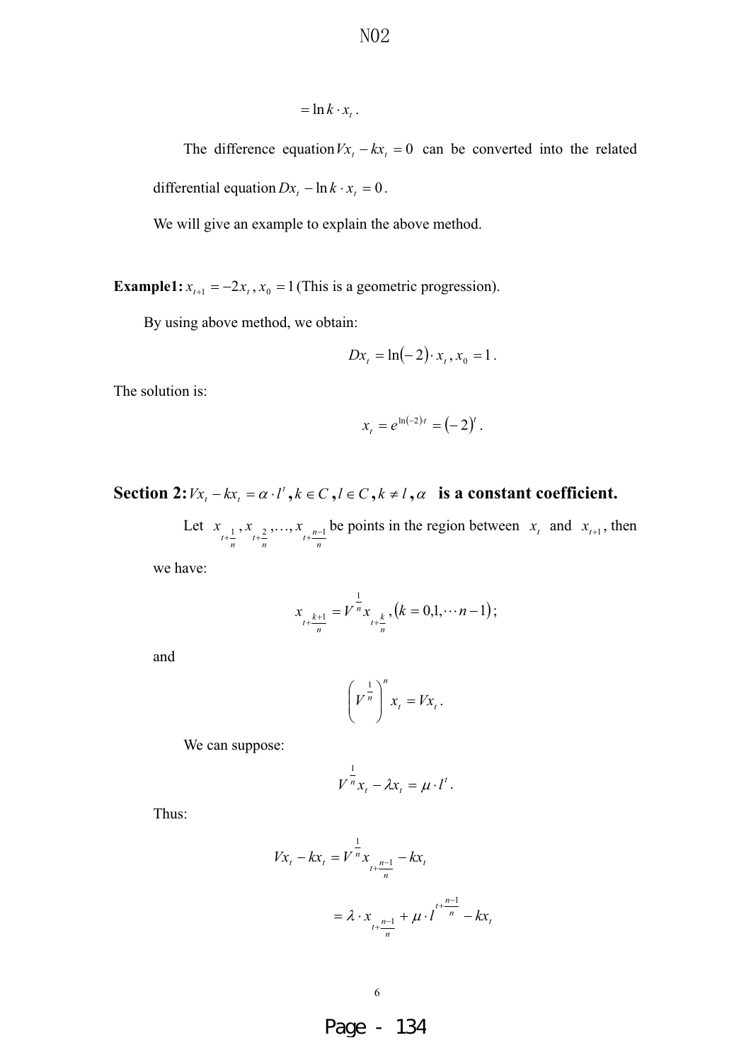$$= \ln k \cdot x_t .$$

The difference equation $Vx_t - kx_t = 0$ can be converted into the related differential equation $Dx_t - \ln k \cdot x_t = 0$.

We will give an example to explain the above method.

**Example1:** $x_{t+1} = -2x_t, x_0 = 1$ (This is a geometric progression).

By using above method, we obtain:

$$Dx_t = \ln(-2) \cdot x_t, x_0 = 1 .$$

The solution is:

$$x_t = e^{\ln(-2) t} = (-2)^t .$$

## Section 2: $Vx_t - kx_t = \alpha \cdot l^t, k \in C, l \in C, k \neq l, \alpha$ is a constant coefficient.

Let $x_{t+\frac{1}{n}}, x_{t+\frac{2}{n}}, \ldots, x_{t+\frac{n-1}{n}}$ be points in the region between $x_t$ and $x_{t+1}$, then we have:

$$x_{t+\frac{k+1}{n}} = V^{\frac{1}{n}} x_{t+\frac{k}{n}}, (k = 0,1, \cdots n-1);$$

and

$$\left( V^{\frac{1}{n}} \right)^n x_t = Vx_t .$$

We can suppose:

$$V^{\frac{1}{n}} x_t - \lambda x_t = \mu \cdot l^t .$$

Thus:

$$Vx_t - kx_t = V^{\frac{1}{n}} x_{t+\frac{n-1}{n}} - kx_t$$

$$= \lambda \cdot x_{t+\frac{n-1}{n}} + \mu \cdot l^{t+\frac{n-1}{n}} - kx_t$$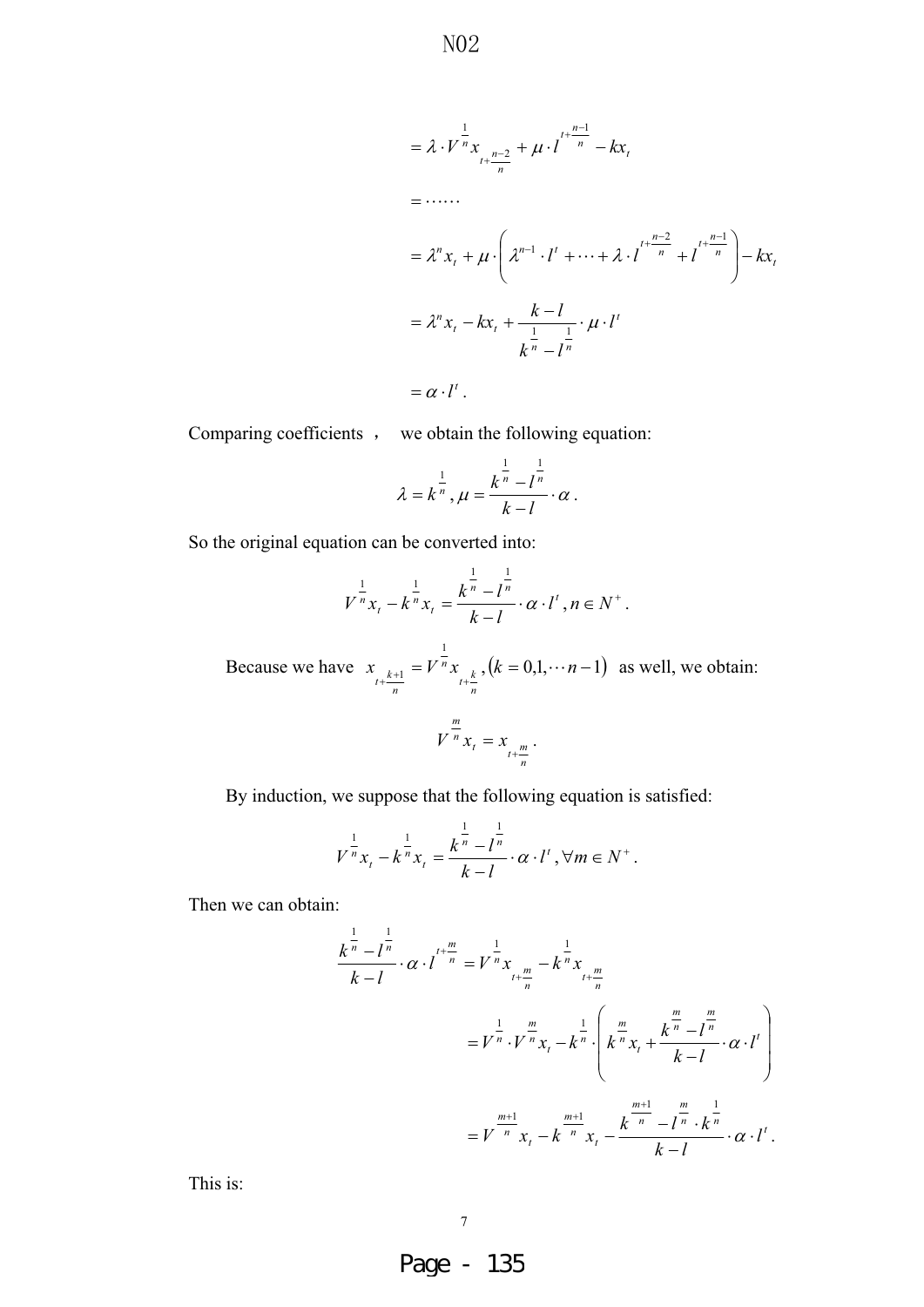$$= \lambda \cdot V^{\frac{1}{n}} x_{t+\frac{n-2}{n}} + \mu \cdot l^{t+\frac{n-1}{n}} - kx_t$$

$$= \cdots\cdots$$

$$= \lambda^n x_t + \mu \cdot \left( \lambda^{n-1} \cdot l^t + \cdots + \lambda \cdot l^{t+\frac{n-2}{n}} + l^{t+\frac{n-1}{n}} \right) - kx_t$$

$$= \lambda^n x_t - kx_t + \frac{k-l}{k^{\frac{1}{n}} - l^{\frac{1}{n}}} \cdot \mu \cdot l^t$$

$$= \alpha \cdot l^t .$$

Comparing coefficients ， we obtain the following equation:

$$\lambda = k^{\frac{1}{n}}, \mu = \frac{k^{\frac{1}{n}} - l^{\frac{1}{n}}}{k-l} \cdot \alpha .$$

So the original equation can be converted into:

$$V^{\frac{1}{n}} x_t - k^{\frac{1}{n}} x_t = \frac{k^{\frac{1}{n}} - l^{\frac{1}{n}}}{k-l} \cdot \alpha \cdot l^t , n \in N^+ .$$

Because we have $x_{t+\frac{k+1}{n}} = V^{\frac{1}{n}} x_{t+\frac{k}{n}}, (k = 0,1,\cdots n-1)$ as well, we obtain:

$$V^{\frac{m}{n}} x_t = x_{t+\frac{m}{n}} .$$

By induction, we suppose that the following equation is satisfied:

$$V^{\frac{1}{n}} x_t - k^{\frac{1}{n}} x_t = \frac{k^{\frac{1}{n}} - l^{\frac{1}{n}}}{k-l} \cdot \alpha \cdot l^t , \forall m \in N^+ .$$

Then we can obtain:

$$\frac{k^{\frac{1}{n}} - l^{\frac{1}{n}}}{k-l} \cdot \alpha \cdot l^{t+\frac{m}{n}} = V^{\frac{1}{n}} x_{t+\frac{m}{n}} - k^{\frac{1}{n}} x_{t+\frac{m}{n}}$$

$$= V^{\frac{1}{n}} \cdot V^{\frac{m}{n}} x_t - k^{\frac{1}{n}} \cdot \left( k^{\frac{m}{n}} x_t + \frac{k^{\frac{m}{n}} - l^{\frac{m}{n}}}{k-l} \cdot \alpha \cdot l^t \right)$$

$$= V^{\frac{m+1}{n}} x_t - k^{\frac{m+1}{n}} x_t - \frac{k^{\frac{m+1}{n}} - l^{\frac{m}{n}} \cdot k^{\frac{1}{n}}}{k-l} \cdot \alpha \cdot l^t .$$

This is: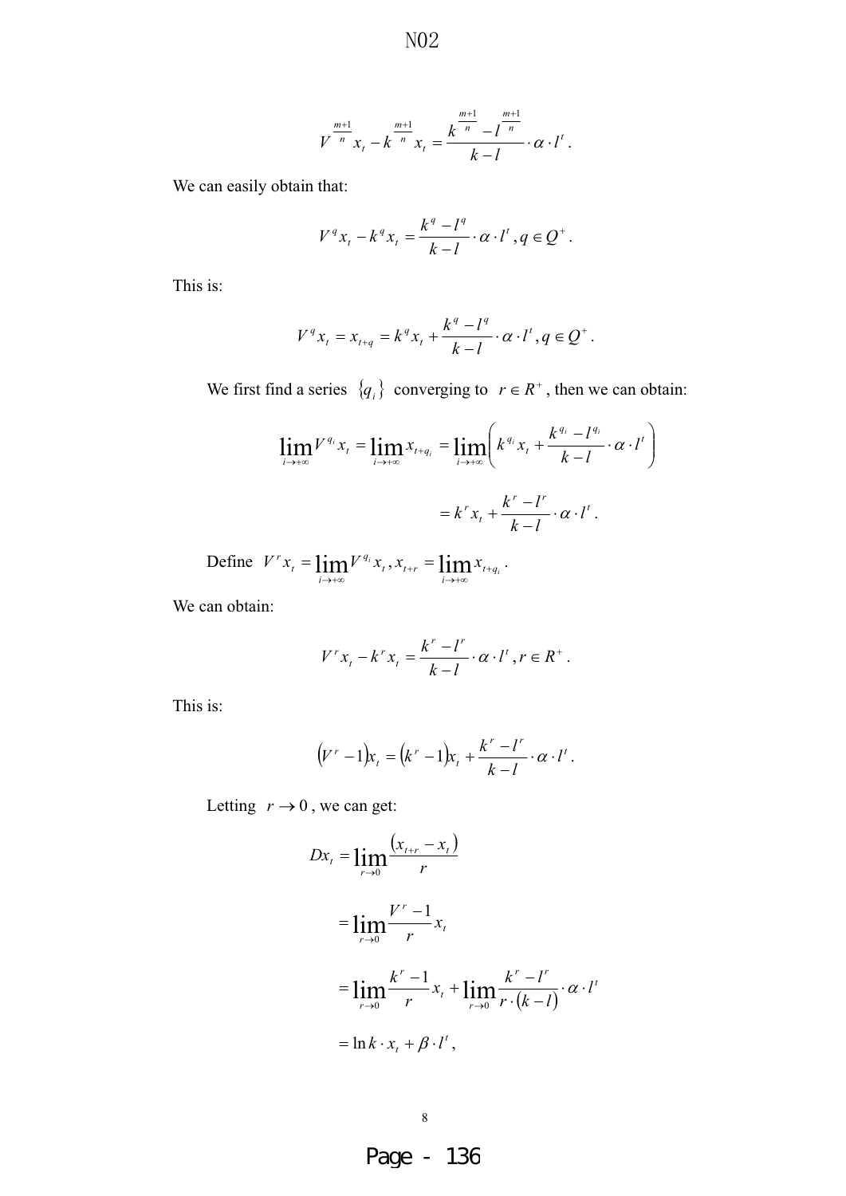$$V^{\frac{m+1}{n}} x_t - k^{\frac{m+1}{n}} x_t = \frac{k^{\frac{m+1}{n}} - l^{\frac{m+1}{n}}}{k-l} \cdot \alpha \cdot l^t .$$

We can easily obtain that:

$$V^q x_t - k^q x_t = \frac{k^q - l^q}{k-l} \cdot \alpha \cdot l^t , q \in Q^+ .$$

This is:

$$V^q x_t = x_{t+q} = k^q x_t + \frac{k^q - l^q}{k-l} \cdot \alpha \cdot l^t , q \in Q^+ .$$

We first find a series $\{q_i\}$ converging to $r \in R^+$, then we can obtain:

$$\lim_{i \to +\infty} V^{q_i} x_t = \lim_{i \to +\infty} x_{t+q_i} = \lim_{i \to +\infty} \left( k^{q_i} x_t + \frac{k^{q_i} - l^{q_i}}{k-l} \cdot \alpha \cdot l^t \right)$$

$$= k^r x_t + \frac{k^r - l^r}{k-l} \cdot \alpha \cdot l^t .$$

Define $V^r x_t = \lim_{i \to +\infty} V^{q_i} x_t , x_{t+r} = \lim_{i \to +\infty} x_{t+q_i}$.

We can obtain:

$$V^r x_t - k^r x_t = \frac{k^r - l^r}{k-l} \cdot \alpha \cdot l^t , r \in R^+ .$$

This is:

$$\left(V^r - 1\right) x_t = \left(k^r - 1\right) x_t + \frac{k^r - l^r}{k-l} \cdot \alpha \cdot l^t .$$

Letting $r \to 0$, we can get:

$$\begin{aligned}
Dx_t &= \lim_{r \to 0} \frac{\left(x_{t+r} - x_t\right)}{r} \\
&= \lim_{r \to 0} \frac{V^r - 1}{r} x_t \\
&= \lim_{r \to 0} \frac{k^r - 1}{r} x_t + \lim_{r \to 0} \frac{k^r - l^r}{r \cdot (k-l)} \cdot \alpha \cdot l^t \\
&= \ln k \cdot x_t + \beta \cdot l^t ,
\end{aligned}$$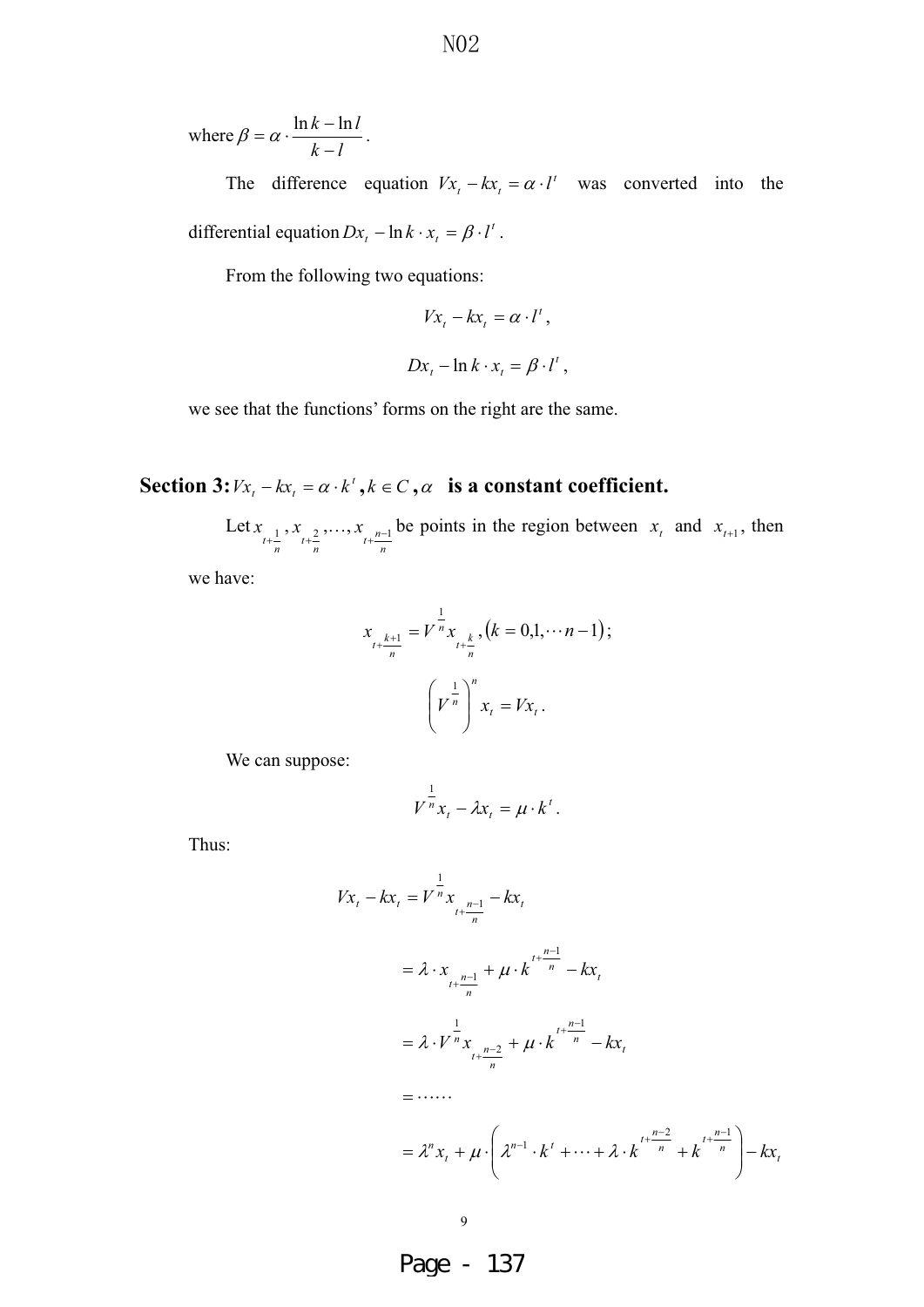where $\beta = \alpha \cdot \dfrac{\ln k - \ln l}{k - l}$.

The difference equation $Vx_t - kx_t = \alpha \cdot l^t$ was converted into the differential equation $Dx_t - \ln k \cdot x_t = \beta \cdot l^t$.

From the following two equations:

$$Vx_t - kx_t = \alpha \cdot l^t,$$

$$Dx_t - \ln k \cdot x_t = \beta \cdot l^t,$$

we see that the functions' forms on the right are the same.

## Section 3: $Vx_t - kx_t = \alpha \cdot k^t, k \in C, \alpha$ is a constant coefficient.

Let $x_{t+\frac{1}{n}}, x_{t+\frac{2}{n}}, \ldots, x_{t+\frac{n-1}{n}}$ be points in the region between $x_t$ and $x_{t+1}$, then we have:

$$x_{t+\frac{k+1}{n}} = V^{\frac{1}{n}} x_{t+\frac{k}{n}}, (k = 0,1,\cdots n-1);$$

$$\left(V^{\frac{1}{n}}\right)^n x_t = Vx_t.$$

We can suppose:

$$V^{\frac{1}{n}} x_t - \lambda x_t = \mu \cdot k^t.$$

Thus:

$$\begin{aligned}
Vx_t - kx_t &= V^{\frac{1}{n}} x_{t+\frac{n-1}{n}} - kx_t \\
&= \lambda \cdot x_{t+\frac{n-1}{n}} + \mu \cdot k^{t+\frac{n-1}{n}} - kx_t \\
&= \lambda \cdot V^{\frac{1}{n}} x_{t+\frac{n-2}{n}} + \mu \cdot k^{t+\frac{n-1}{n}} - kx_t \\
&= \cdots\cdots \\
&= \lambda^n x_t + \mu \cdot \left(\lambda^{n-1} \cdot k^t + \cdots + \lambda \cdot k^{t+\frac{n-2}{n}} + k^{t+\frac{n-1}{n}}\right) - kx_t
\end{aligned}$$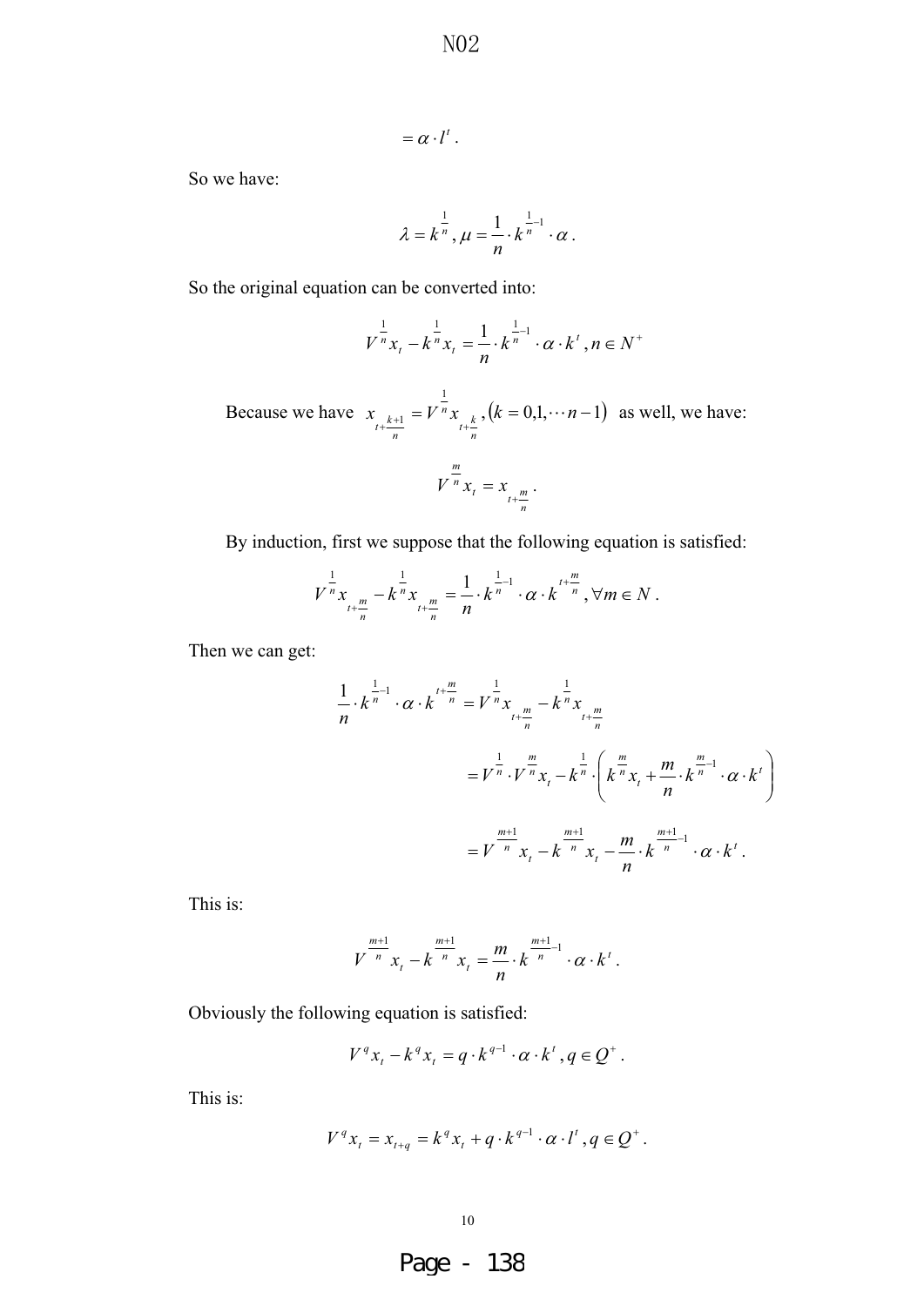$$= \alpha \cdot l^t .$$

So we have:

$$\lambda = k^{\frac{1}{n}}, \mu = \frac{1}{n} \cdot k^{\frac{1}{n}-1} \cdot \alpha .$$

So the original equation can be converted into:

$$V^{\frac{1}{n}} x_t - k^{\frac{1}{n}} x_t = \frac{1}{n} \cdot k^{\frac{1}{n}-1} \cdot \alpha \cdot k^t , n \in N^+$$

Because we have $x_{t+\frac{k+1}{n}} = V^{\frac{1}{n}} x_{t+\frac{k}{n}}, (k = 0,1,\cdots n-1)$ as well, we have:

$$V^{\frac{m}{n}} x_t = x_{t+\frac{m}{n}} .$$

By induction, first we suppose that the following equation is satisfied:

$$V^{\frac{1}{n}} x_{t+\frac{m}{n}} - k^{\frac{1}{n}} x_{t+\frac{m}{n}} = \frac{1}{n} \cdot k^{\frac{1}{n}-1} \cdot \alpha \cdot k^{t+\frac{m}{n}} , \forall m \in N .$$

Then we can get:

$$\begin{aligned}
\frac{1}{n} \cdot k^{\frac{1}{n}-1} \cdot \alpha \cdot k^{t+\frac{m}{n}} &= V^{\frac{1}{n}} x_{t+\frac{m}{n}} - k^{\frac{1}{n}} x_{t+\frac{m}{n}} \\
&= V^{\frac{1}{n}} \cdot V^{\frac{m}{n}} x_t - k^{\frac{1}{n}} \cdot \left( k^{\frac{m}{n}} x_t + \frac{m}{n} \cdot k^{\frac{m}{n}-1} \cdot \alpha \cdot k^t \right) \\
&= V^{\frac{m+1}{n}} x_t - k^{\frac{m+1}{n}} x_t - \frac{m}{n} \cdot k^{\frac{m+1}{n}-1} \cdot \alpha \cdot k^t .
\end{aligned}$$

This is:

$$V^{\frac{m+1}{n}} x_t - k^{\frac{m+1}{n}} x_t = \frac{m}{n} \cdot k^{\frac{m+1}{n}-1} \cdot \alpha \cdot k^t .$$

Obviously the following equation is satisfied:

$$V^q x_t - k^q x_t = q \cdot k^{q-1} \cdot \alpha \cdot k^t , q \in Q^+ .$$

This is:

$$V^q x_t = x_{t+q} = k^q x_t + q \cdot k^{q-1} \cdot \alpha \cdot l^t , q \in Q^+ .$$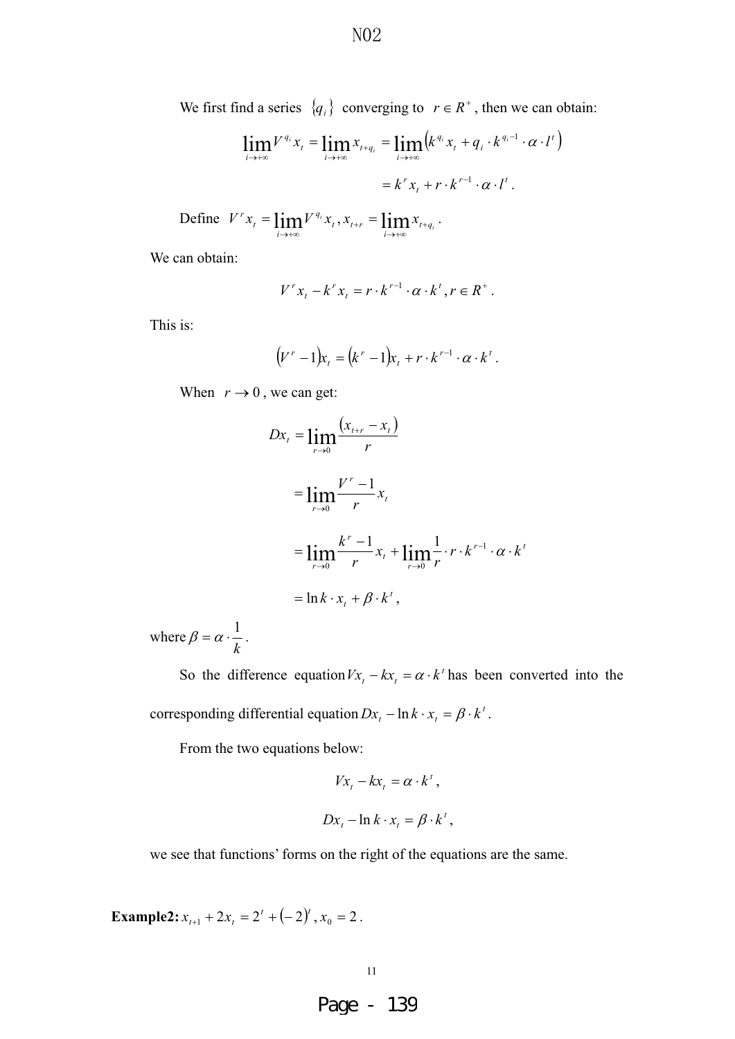We first find a series $\{q_i\}$ converging to $r \in R^+$, then we can obtain:

$$\lim_{i\to+\infty} V^{q_i} x_t = \lim_{i\to+\infty} x_{t+q_i} = \lim_{i\to+\infty}\left(k^{q_i} x_t + q_i \cdot k^{q_i-1} \cdot \alpha \cdot l^t\right)$$

$$= k^r x_t + r \cdot k^{r-1} \cdot \alpha \cdot l^t .$$

Define $V^r x_t = \lim_{i\to+\infty} V^{q_i} x_t,\ x_{t+r} = \lim_{i\to+\infty} x_{t+q_i}$.

We can obtain:

$$V^r x_t - k^r x_t = r \cdot k^{r-1} \cdot \alpha \cdot k^t ,\ r \in R^+ .$$

This is:

$$\left(V^r - 1\right) x_t = \left(k^r - 1\right) x_t + r \cdot k^{r-1} \cdot \alpha \cdot k^t .$$

When $r \to 0$, we can get:

$$Dx_t = \lim_{r\to 0} \frac{\left(x_{t+r} - x_t\right)}{r}$$

$$= \lim_{r\to 0} \frac{V^r - 1}{r} x_t$$

$$= \lim_{r\to 0} \frac{k^r - 1}{r} x_t + \lim_{r\to 0} \frac{1}{r} \cdot r \cdot k^{r-1} \cdot \alpha \cdot k^t$$

$$= \ln k \cdot x_t + \beta \cdot k^t ,$$

where $\beta = \alpha \cdot \dfrac{1}{k}$.

So the difference equation $Vx_t - kx_t = \alpha \cdot k^t$ has been converted into the corresponding differential equation $Dx_t - \ln k \cdot x_t = \beta \cdot k^t$.

From the two equations below:

$$Vx_t - kx_t = \alpha \cdot k^t ,$$

$$Dx_t - \ln k \cdot x_t = \beta \cdot k^t ,$$

we see that functions' forms on the right of the equations are the same.

**Example2:** $x_{t+1} + 2x_t = 2^t + \left(-2\right)^t ,\ x_0 = 2$.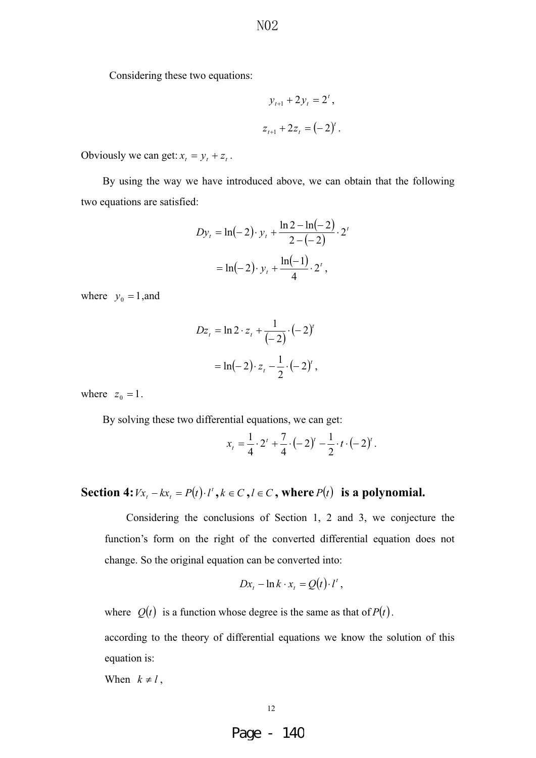Considering these two equations:

$$y_{t+1} + 2y_t = 2^t,$$

$$z_{t+1} + 2z_t = (-2)^t.$$

Obviously we can get: $x_t = y_t + z_t$.

By using the way we have introduced above, we can obtain that the following two equations are satisfied:

$$Dy_t = \ln(-2) \cdot y_t + \frac{\ln 2 - \ln(-2)}{2-(-2)} \cdot 2^t$$

$$= \ln(-2) \cdot y_t + \frac{\ln(-1)}{4} \cdot 2^t,$$

where $y_0 = 1$, and

$$Dz_t = \ln 2 \cdot z_t + \frac{1}{(-2)} \cdot (-2)^t$$

$$= \ln(-2) \cdot z_t - \frac{1}{2} \cdot (-2)^t,$$

where $z_0 = 1$.

By solving these two differential equations, we can get:

$$x_t = \frac{1}{4} \cdot 2^t + \frac{7}{4} \cdot (-2)^t - \frac{1}{2} \cdot t \cdot (-2)^t.$$

## Section 4: $Vx_t - kx_t = P(t) \cdot l^t$, $k \in C$, $l \in C$, where $P(t)$ is a polynomial.

Considering the conclusions of Section 1, 2 and 3, we conjecture the function's form on the right of the converted differential equation does not change. So the original equation can be converted into:

$$Dx_t - \ln k \cdot x_t = Q(t) \cdot l^t,$$

where $Q(t)$ is a function whose degree is the same as that of $P(t)$.

according to the theory of differential equations we know the solution of this equation is:

When $k \neq l$,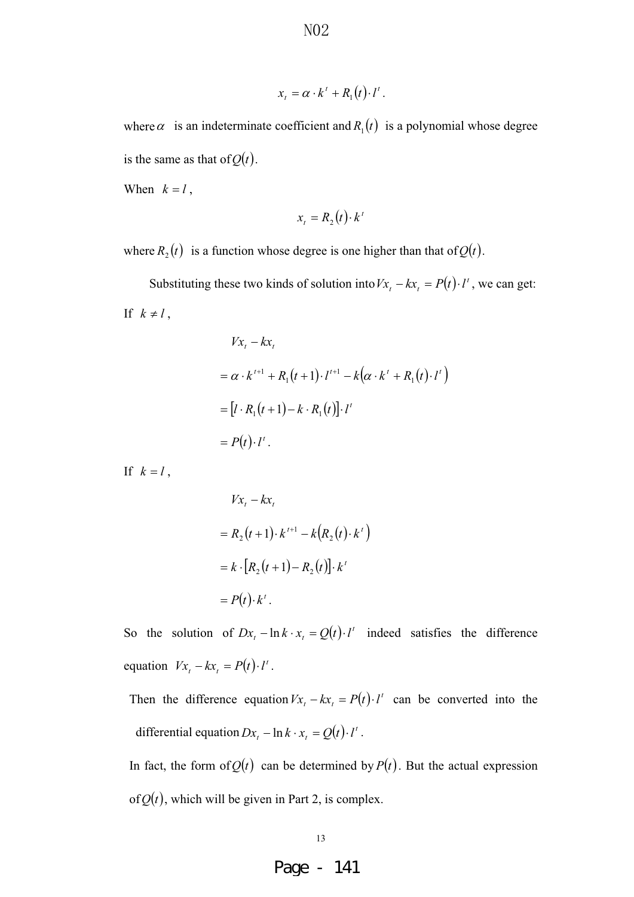$$x_t = \alpha \cdot k^t + R_1(t) \cdot l^t .$$

where $\alpha$ is an indeterminate coefficient and $R_1(t)$ is a polynomial whose degree is the same as that of $Q(t)$.

When $k = l$,

$$x_t = R_2(t) \cdot k^t$$

where $R_2(t)$ is a function whose degree is one higher than that of $Q(t)$.

Substituting these two kinds of solution into $Vx_t - kx_t = P(t) \cdot l^t$, we can get:

If $k \neq l$,

$$\begin{aligned}
& Vx_t - kx_t \\
&= \alpha \cdot k^{t+1} + R_1(t+1) \cdot l^{t+1} - k\left(\alpha \cdot k^t + R_1(t) \cdot l^t\right) \\
&= \left[l \cdot R_1(t+1) - k \cdot R_1(t)\right] \cdot l^t \\
&= P(t) \cdot l^t .
\end{aligned}$$

If $k = l$,

$$\begin{aligned}
& Vx_t - kx_t \\
&= R_2(t+1) \cdot k^{t+1} - k\left(R_2(t) \cdot k^t\right) \\
&= k \cdot \left[R_2(t+1) - R_2(t)\right] \cdot k^t \\
&= P(t) \cdot k^t .
\end{aligned}$$

So the solution of $Dx_t - \ln k \cdot x_t = Q(t) \cdot l^t$ indeed satisfies the difference equation $Vx_t - kx_t = P(t) \cdot l^t$.

Then the difference equation $Vx_t - kx_t = P(t) \cdot l^t$ can be converted into the differential equation $Dx_t - \ln k \cdot x_t = Q(t) \cdot l^t$.

In fact, the form of $Q(t)$ can be determined by $P(t)$. But the actual expression of $Q(t)$, which will be given in Part 2, is complex.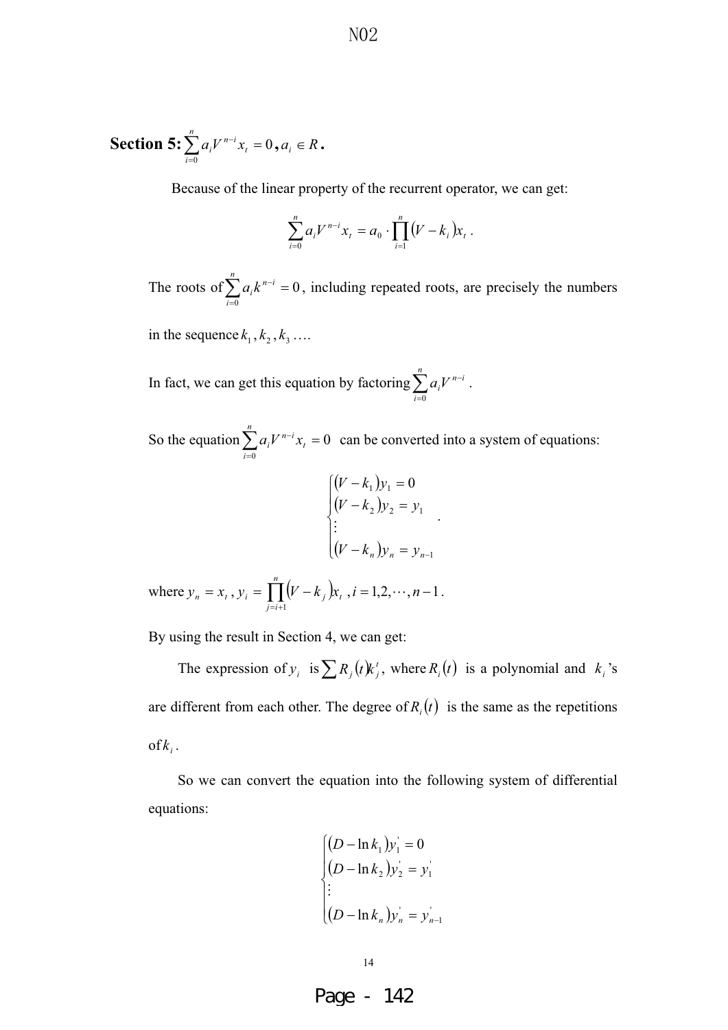**Section 5:** $\sum_{i=0}^{n} a_i V^{n-i} x_t = 0$**,** $a_i \in R$**.**

Because of the linear property of the recurrent operator, we can get:

$$\sum_{i=0}^{n} a_i V^{n-i} x_t = a_0 \cdot \prod_{i=1}^{n} (V - k_i) x_t .$$

The roots of $\sum_{i=0}^{n} a_i k^{n-i} = 0$, including repeated roots, are precisely the numbers in the sequence $k_1, k_2, k_3 \ldots$.

In fact, we can get this equation by factoring $\sum_{i=0}^{n} a_i V^{n-i}$.

So the equation $\sum_{i=0}^{n} a_i V^{n-i} x_t = 0$ can be converted into a system of equations:

$$\begin{cases} (V - k_1) y_1 = 0 \\ (V - k_2) y_2 = y_1 \\ \vdots \\ (V - k_n) y_n = y_{n-1} \end{cases} .$$

where $y_n = x_t$, $y_i = \prod_{j=i+1}^{n} (V - k_j) x_t$, $i = 1, 2, \cdots, n-1$.

By using the result in Section 4, we can get:

The expression of $y_i$ is $\sum R_j(t) k_j^t$, where $R_i(t)$ is a polynomial and $k_i$'s are different from each other. The degree of $R_i(t)$ is the same as the repetitions of $k_i$.

So we can convert the equation into the following system of differential equations:

$$\begin{cases} (D - \ln k_1) y_1^{'} = 0 \\ (D - \ln k_2) y_2^{'} = y_1^{'} \\ \vdots \\ (D - \ln k_n) y_n^{'} = y_{n-1}^{'} \end{cases}$$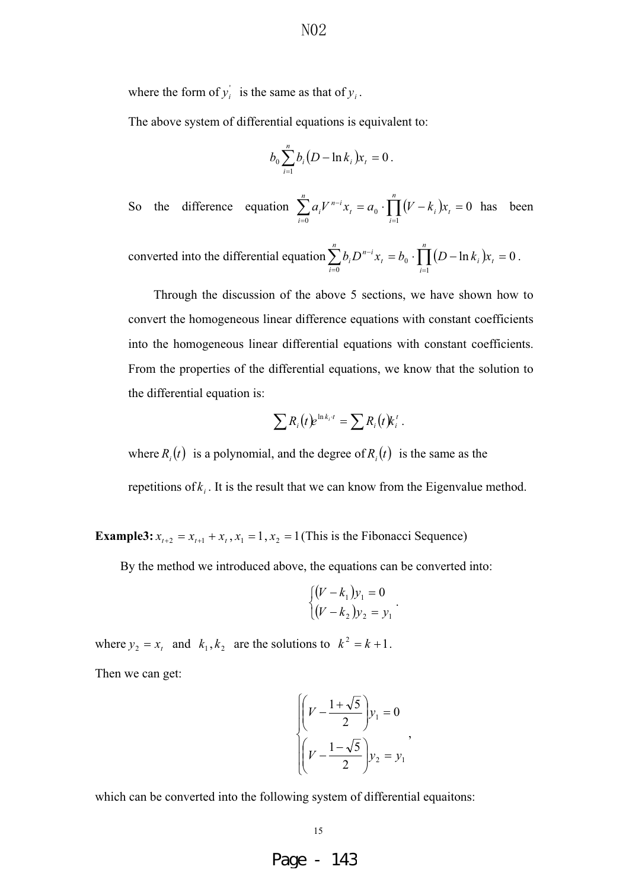where the form of $y_i^{'}$ is the same as that of $y_i$.

The above system of differential equations is equivalent to:

$$b_0 \sum_{i=1}^{n} b_i (D - \ln k_i) x_t = 0 .$$

So the difference equation $\sum_{i=0}^{n} a_i V^{n-i} x_t = a_0 \cdot \prod_{i=1}^{n} (V - k_i) x_t = 0$ has been converted into the differential equation $\sum_{i=0}^{n} b_i D^{n-i} x_t = b_0 \cdot \prod_{i=1}^{n} (D - \ln k_i) x_t = 0$.

Through the discussion of the above 5 sections, we have shown how to convert the homogeneous linear difference equations with constant coefficients into the homogeneous linear differential equations with constant coefficients. From the properties of the differential equations, we know that the solution to the differential equation is:

$$\sum R_i(t) e^{\ln k_i \cdot t} = \sum R_i(t) k_i^t .$$

where $R_i(t)$ is a polynomial, and the degree of $R_i(t)$ is the same as the repetitions of $k_i$. It is the result that we can know from the Eigenvalue method.

**Example3:** $x_{t+2} = x_{t+1} + x_t$, $x_1 = 1$, $x_2 = 1$ (This is the Fibonacci Sequence)

By the method we introduced above, the equations can be converted into:

$$\begin{cases} (V - k_1) y_1 = 0 \\ (V - k_2) y_2 = y_1 \end{cases} .$$

where $y_2 = x_t$ and $k_1, k_2$ are the solutions to $k^2 = k + 1$.

Then we can get:

$$\begin{cases} \left(V - \dfrac{1+\sqrt{5}}{2}\right) y_1 = 0 \\ \left(V - \dfrac{1-\sqrt{5}}{2}\right) y_2 = y_1 \end{cases} ,$$

which can be converted into the following system of differential equaitons: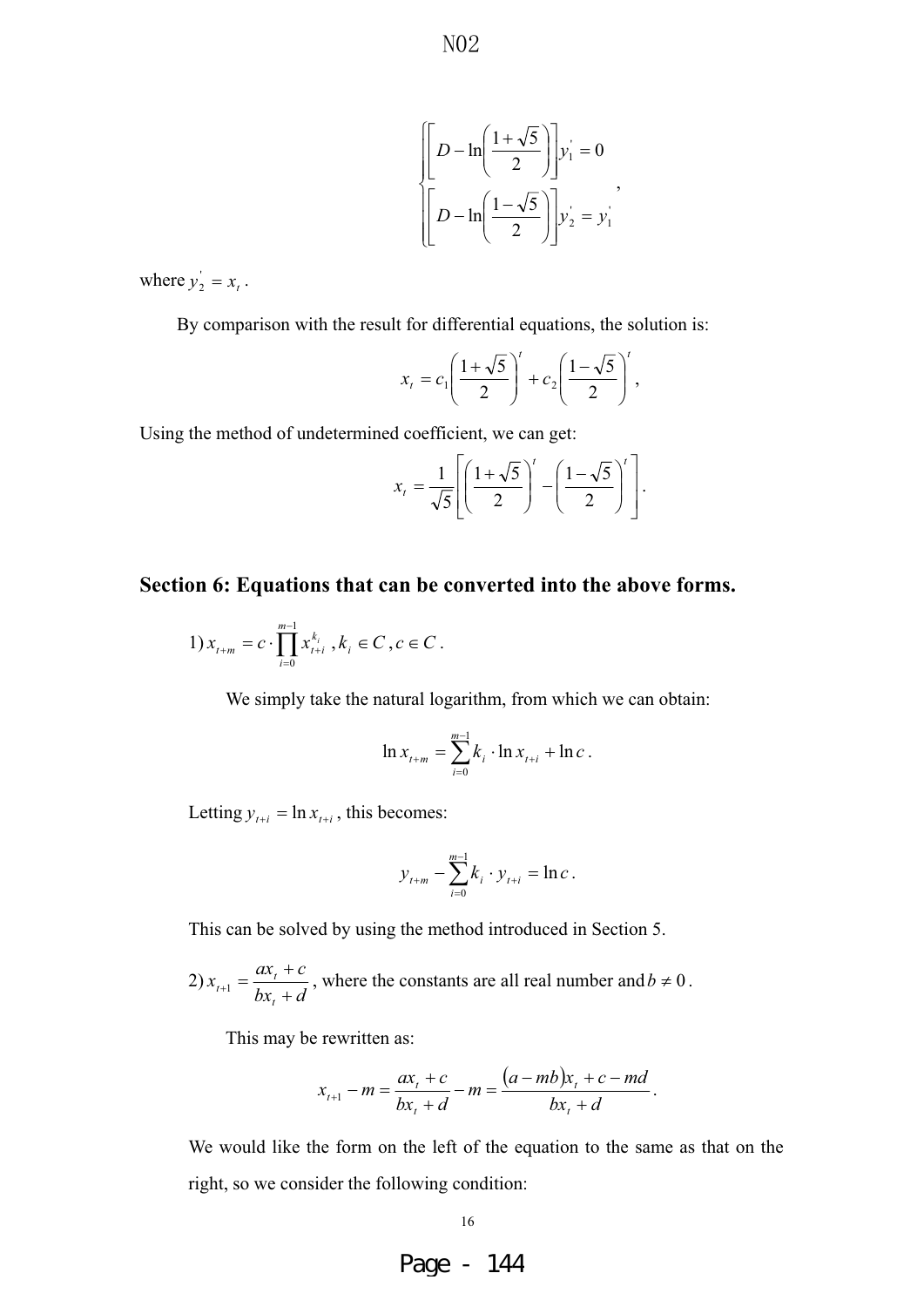$$
\begin{cases}
\left[D-\ln\left(\frac{1+\sqrt{5}}{2}\right)\right]y_1^{'}=0 \\
\left[D-\ln\left(\frac{1-\sqrt{5}}{2}\right)\right]y_2^{'}=y_1^{'}
\end{cases},
$$

where $y_2^{'}=x_t$.

By comparison with the result for differential equations, the solution is:

$$
x_t=c_1\left(\frac{1+\sqrt{5}}{2}\right)^t+c_2\left(\frac{1-\sqrt{5}}{2}\right)^t,
$$

Using the method of undetermined coefficient, we can get:

$$
x_t=\frac{1}{\sqrt{5}}\left[\left(\frac{1+\sqrt{5}}{2}\right)^t-\left(\frac{1-\sqrt{5}}{2}\right)^t\right].
$$

## Section 6: Equations that can be converted into the above forms.

1) $x_{t+m}=c\cdot\prod_{i=0}^{m-1}x_{t+i}^{k_i}, k_i\in C, c\in C$.

We simply take the natural logarithm, from which we can obtain:

$$
\ln x_{t+m}=\sum_{i=0}^{m-1}k_i\cdot\ln x_{t+i}+\ln c.
$$

Letting $y_{t+i}=\ln x_{t+i}$, this becomes:

$$
y_{t+m}-\sum_{i=0}^{m-1}k_i\cdot y_{t+i}=\ln c.
$$

This can be solved by using the method introduced in Section 5.

2) $x_{t+1}=\dfrac{ax_t+c}{bx_t+d}$, where the constants are all real number and $b\neq 0$.

This may be rewritten as:

$$
x_{t+1}-m=\frac{ax_t+c}{bx_t+d}-m=\frac{(a-mb)x_t+c-md}{bx_t+d}.
$$

We would like the form on the left of the equation to the same as that on the right, so we consider the following condition: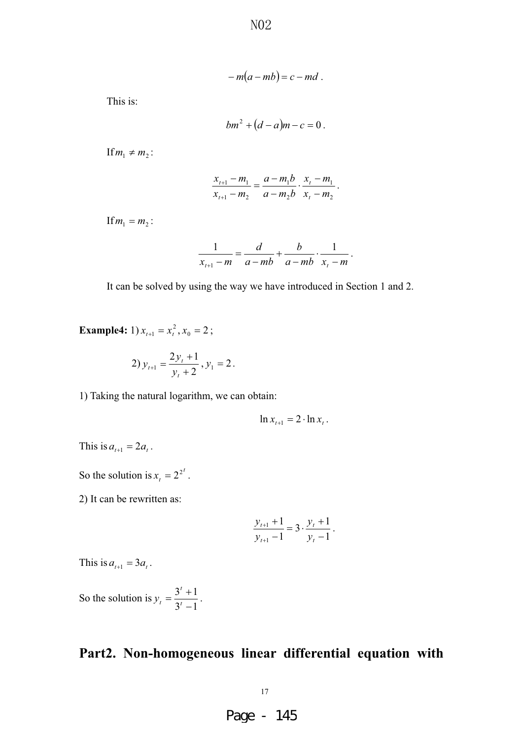$$-m(a-mb)=c-md.$$

This is:

$$bm^2+(d-a)m-c=0.$$

If $m_1 \neq m_2$:

$$\frac{x_{t+1}-m_1}{x_{t+1}-m_2}=\frac{a-m_1b}{a-m_2b}\cdot\frac{x_t-m_1}{x_t-m_2}.$$

If $m_1 = m_2$:

$$\frac{1}{x_{t+1}-m}=\frac{d}{a-mb}+\frac{b}{a-mb}\cdot\frac{1}{x_t-m}.$$

It can be solved by using the way we have introduced in Section 1 and 2.

**Example4:** 1) $x_{t+1}=x_t^2, x_0=2$;

2) $y_{t+1}=\dfrac{2y_t+1}{y_t+2}, y_1=2$.

1) Taking the natural logarithm, we can obtain:

$$\ln x_{t+1}=2\cdot\ln x_t.$$

This is $a_{t+1}=2a_t$.

So the solution is $x_t=2^{2^t}$.

2) It can be rewritten as:

$$\frac{y_{t+1}+1}{y_{t+1}-1}=3\cdot\frac{y_t+1}{y_t-1}.$$

This is $a_{t+1}=3a_t$.

So the solution is $y_t=\dfrac{3^t+1}{3^t-1}$.

## Part2. Non-homogeneous linear differential equation with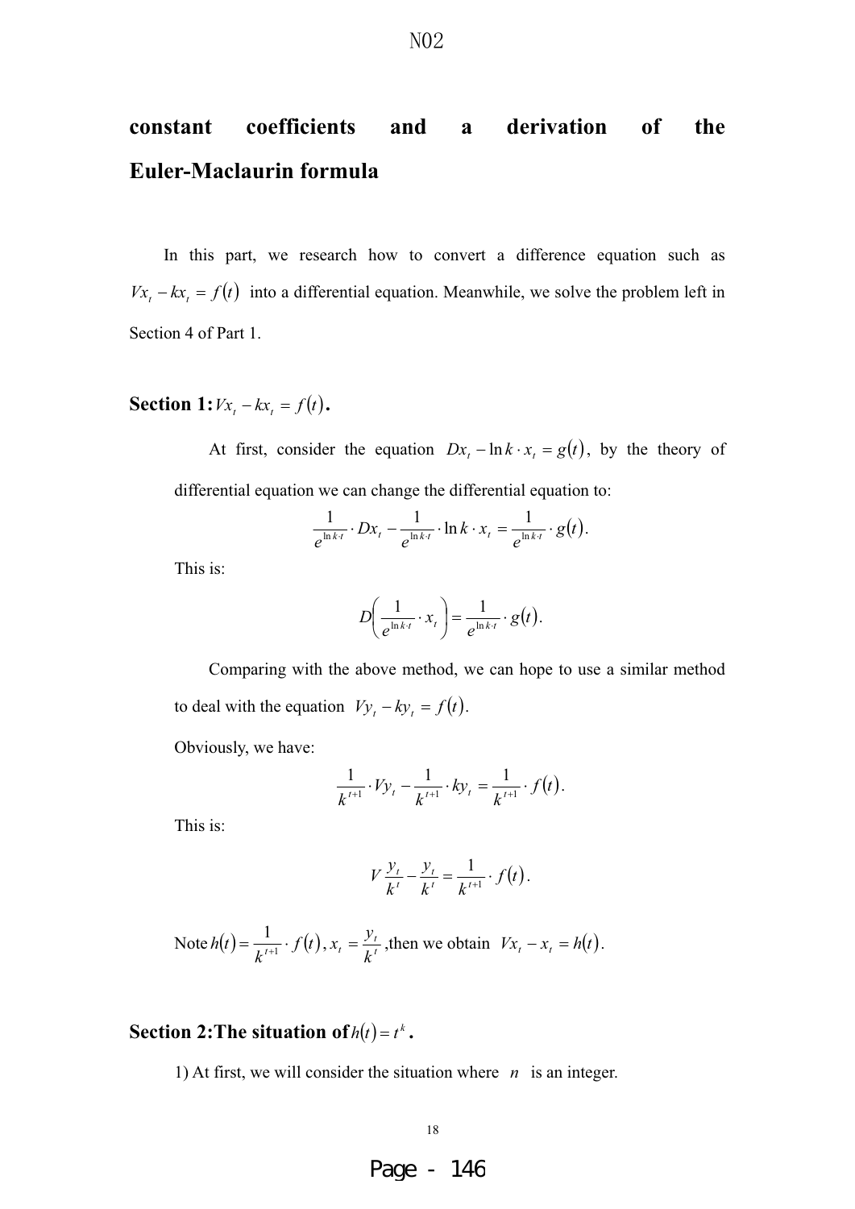**constant coefficients and a derivation of the Euler-Maclaurin formula**

In this part, we research how to convert a difference equation such as $Vx_t - kx_t = f(t)$ into a differential equation. Meanwhile, we solve the problem left in Section 4 of Part 1.

## Section 1: $Vx_t - kx_t = f(t)$.

At first, consider the equation $Dx_t - \ln k \cdot x_t = g(t)$, by the theory of differential equation we can change the differential equation to:

$$\frac{1}{e^{\ln k \cdot t}} \cdot Dx_t - \frac{1}{e^{\ln k \cdot t}} \cdot \ln k \cdot x_t = \frac{1}{e^{\ln k \cdot t}} \cdot g(t).$$

This is:

$$D\left(\frac{1}{e^{\ln k \cdot t}} \cdot x_t\right) = \frac{1}{e^{\ln k \cdot t}} \cdot g(t).$$

Comparing with the above method, we can hope to use a similar method to deal with the equation $Vy_t - ky_t = f(t)$.

Obviously, we have:

$$\frac{1}{k^{t+1}} \cdot Vy_t - \frac{1}{k^{t+1}} \cdot ky_t = \frac{1}{k^{t+1}} \cdot f(t).$$

This is:

$$V\frac{y_t}{k^t} - \frac{y_t}{k^t} = \frac{1}{k^{t+1}} \cdot f(t).$$

Note $h(t) = \frac{1}{k^{t+1}} \cdot f(t)$, $x_t = \frac{y_t}{k^t}$, then we obtain $Vx_t - x_t = h(t)$.

## Section 2: The situation of $h(t) = t^k$.

1) At first, we will consider the situation where $n$ is an integer.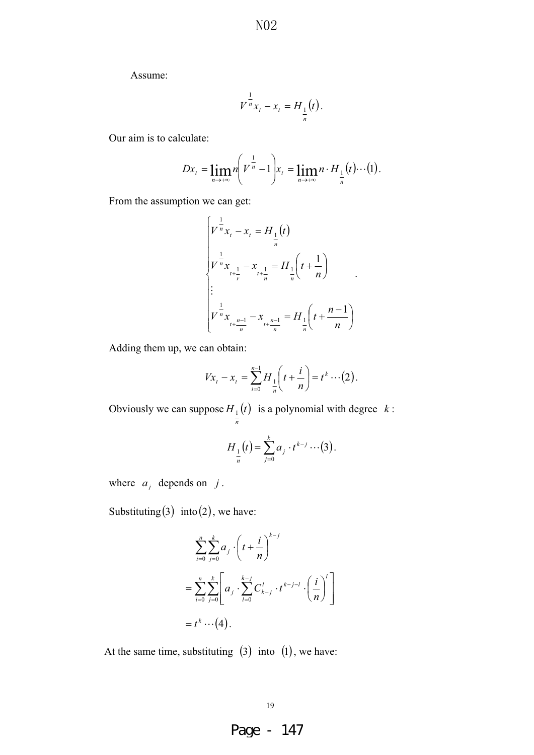Assume:

$$V^{\frac{1}{n}}x_t - x_t = H_{\frac{1}{n}}(t).$$

Our aim is to calculate:

$$Dx_t = \lim_{n\to+\infty} n\left(V^{\frac{1}{n}} - 1\right)x_t = \lim_{n\to+\infty} n\cdot H_{\frac{1}{n}}(t)\cdots(1).$$

From the assumption we can get:

$$\begin{cases} V^{\frac{1}{n}}x_t - x_t = H_{\frac{1}{n}}(t) \\ V^{\frac{1}{n}}x_{t+\frac{1}{r}} - x_{t+\frac{1}{n}} = H_{\frac{1}{n}}\left(t+\frac{1}{n}\right) \\ \vdots \\ V^{\frac{1}{n}}x_{t+\frac{n-1}{n}} - x_{t+\frac{n-1}{n}} = H_{\frac{1}{n}}\left(t+\frac{n-1}{n}\right) \end{cases}.$$

Adding them up, we can obtain:

$$Vx_t - x_t = \sum_{i=0}^{n-1} H_{\frac{1}{n}}\left(t+\frac{i}{n}\right) = t^k \cdots(2).$$

Obviously we can suppose $H_{\frac{1}{n}}(t)$ is a polynomial with degree $k$:

$$H_{\frac{1}{n}}(t) = \sum_{j=0}^{k} a_j \cdot t^{k-j} \cdots(3).$$

where $a_j$ depends on $j$.

Substituting $(3)$ into $(2)$, we have:

$$\begin{aligned} &\sum_{i=0}^{n}\sum_{j=0}^{k} a_j \cdot \left(t+\frac{i}{n}\right)^{k-j} \\ &= \sum_{i=0}^{n}\sum_{j=0}^{k}\left[a_j \cdot \sum_{l=0}^{k-j} C_{k-j}^{l} \cdot t^{k-j-l} \cdot \left(\frac{i}{n}\right)^{l}\right] \\ &= t^k \cdots(4). \end{aligned}$$

At the same time, substituting $(3)$ into $(1)$, we have: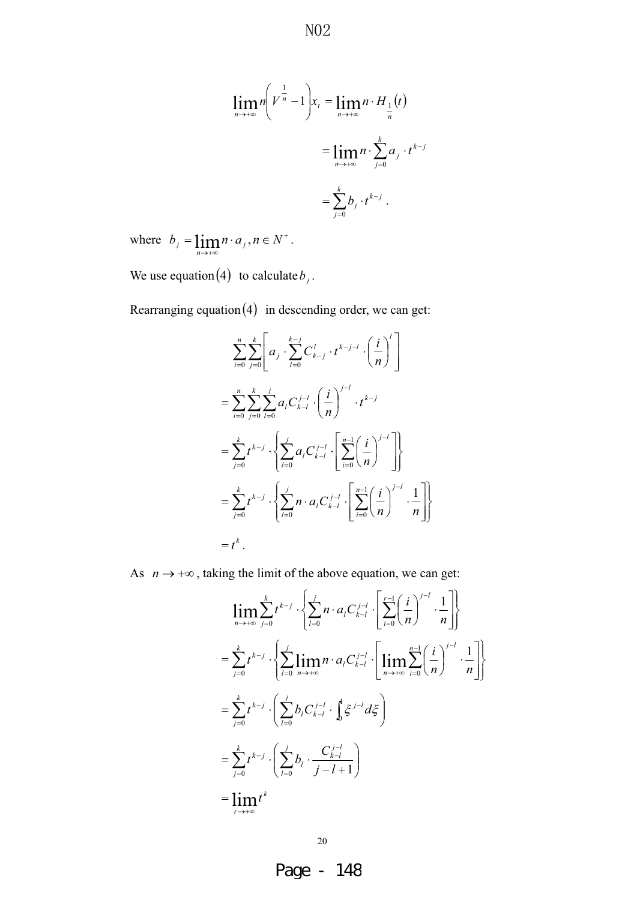$$\lim_{n\to+\infty} n\left(V^{\frac{1}{n}}-1\right)x_t = \lim_{n\to+\infty} n\cdot H_{\frac{1}{n}}(t)$$

$$= \lim_{n\to+\infty} n\cdot \sum_{j=0}^{k} a_j \cdot t^{k-j}$$

$$= \sum_{j=0}^{k} b_j \cdot t^{k-j}.$$

where $b_j = \lim_{n\to+\infty} n\cdot a_j, n\in N^+$.

We use equation $(4)$ to calculate $b_j$.

Rearranging equation $(4)$ in descending order, we can get:

$$\sum_{i=0}^{n}\sum_{j=0}^{k}\left[a_j\cdot\sum_{l=0}^{k-j}C_{k-j}^{l}\cdot t^{k-j-l}\cdot\left(\frac{i}{n}\right)^{l}\right]$$

$$= \sum_{i=0}^{n}\sum_{j=0}^{k}\sum_{l=0}^{j}a_l C_{k-l}^{j-l}\cdot\left(\frac{i}{n}\right)^{j-l}\cdot t^{k-j}$$

$$= \sum_{j=0}^{k}t^{k-j}\cdot\left\{\sum_{l=0}^{j}a_l C_{k-l}^{j-l}\cdot\left[\sum_{i=0}^{n-1}\left(\frac{i}{n}\right)^{j-l}\right]\right\}$$

$$= \sum_{j=0}^{k}t^{k-j}\cdot\left\{\sum_{l=0}^{j}n\cdot a_l C_{k-l}^{j-l}\cdot\left[\sum_{i=0}^{n-1}\left(\frac{i}{n}\right)^{j-l}\cdot\frac{1}{n}\right]\right\}$$

$$= t^k.$$

As $n\to+\infty$, taking the limit of the above equation, we can get:

$$\lim_{n\to+\infty}\sum_{j=0}^{k}t^{k-j}\cdot\left\{\sum_{l=0}^{j}n\cdot a_l C_{k-l}^{j-l}\cdot\left[\sum_{i=0}^{r-1}\left(\frac{i}{n}\right)^{j-l}\cdot\frac{1}{n}\right]\right\}$$

$$= \sum_{j=0}^{k}t^{k-j}\cdot\left\{\sum_{l=0}^{j}\lim_{n\to+\infty}n\cdot a_l C_{k-l}^{j-l}\cdot\left[\lim_{n\to+\infty}\sum_{i=0}^{n-1}\left(\frac{i}{n}\right)^{j-l}\cdot\frac{1}{n}\right]\right\}$$

$$= \sum_{j=0}^{k}t^{k-j}\cdot\left(\sum_{l=0}^{j}b_l C_{k-l}^{j-l}\cdot\int_0^1\xi^{j-l}d\xi\right)$$

$$= \sum_{j=0}^{k}t^{k-j}\cdot\left(\sum_{l=0}^{j}b_l\cdot\frac{C_{k-l}^{j-l}}{j-l+1}\right)$$

$$= \lim_{r\to+\infty}t^k$$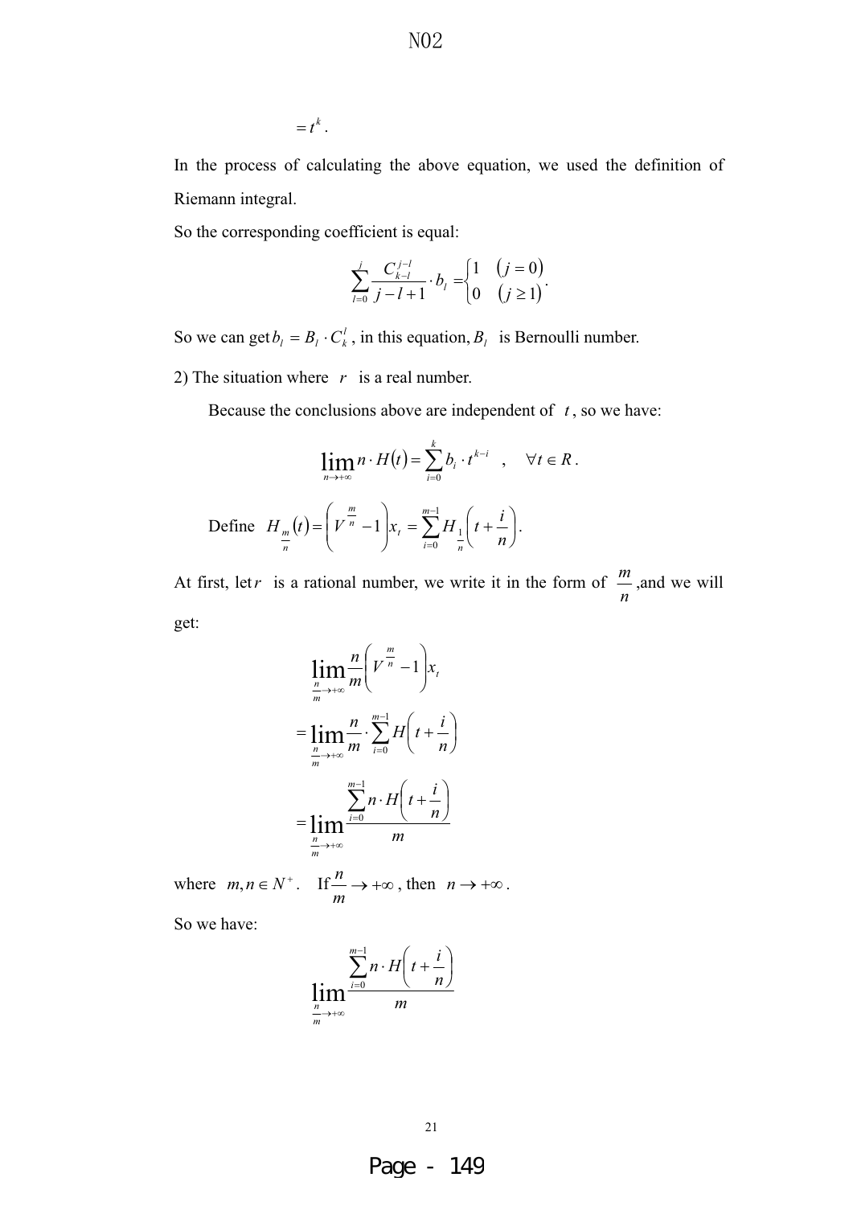$$= t^k .$$

In the process of calculating the above equation, we used the definition of Riemann integral.

So the corresponding coefficient is equal:

$$\sum_{l=0}^{j} \frac{C_{k-l}^{j-l}}{j-l+1} \cdot b_l = \begin{cases} 1 & (j=0) \\ 0 & (j \geq 1) \end{cases}.$$

So we can get $b_l = B_l \cdot C_k^l$ , in this equation, $B_l$ is Bernoulli number.

2) The situation where $r$ is a real number.

Because the conclusions above are independent of $t$ , so we have:

$$\lim_{n\to+\infty} n \cdot H(t) = \sum_{i=0}^{k} b_i \cdot t^{k-i} \quad , \quad \forall t \in R .$$

Define $H_{\frac{m}{n}}(t) = \left(V^{\frac{m}{n}} - 1\right)x_t = \sum_{i=0}^{m-1} H_{\frac{1}{n}}\left(t + \frac{i}{n}\right).$

At first, let $r$ is a rational number, we write it in the form of $\frac{m}{n}$ ,and we will get:

$$\lim_{\frac{n}{m}\to+\infty} \frac{n}{m}\left(V^{\frac{m}{n}} - 1\right)x_t$$

$$= \lim_{\frac{n}{m}\to+\infty} \frac{n}{m} \cdot \sum_{i=0}^{m-1} H\left(t + \frac{i}{n}\right)$$

$$= \lim_{\frac{n}{m}\to+\infty} \frac{\sum_{i=0}^{m-1} n \cdot H\left(t + \frac{i}{n}\right)}{m}$$

where $m, n \in N^+$. If $\frac{n}{m} \to +\infty$ , then $n \to +\infty$ .

So we have:

$$\lim_{\frac{n}{m}\to+\infty} \frac{\sum_{i=0}^{m-1} n \cdot H\left(t + \frac{i}{n}\right)}{m}$$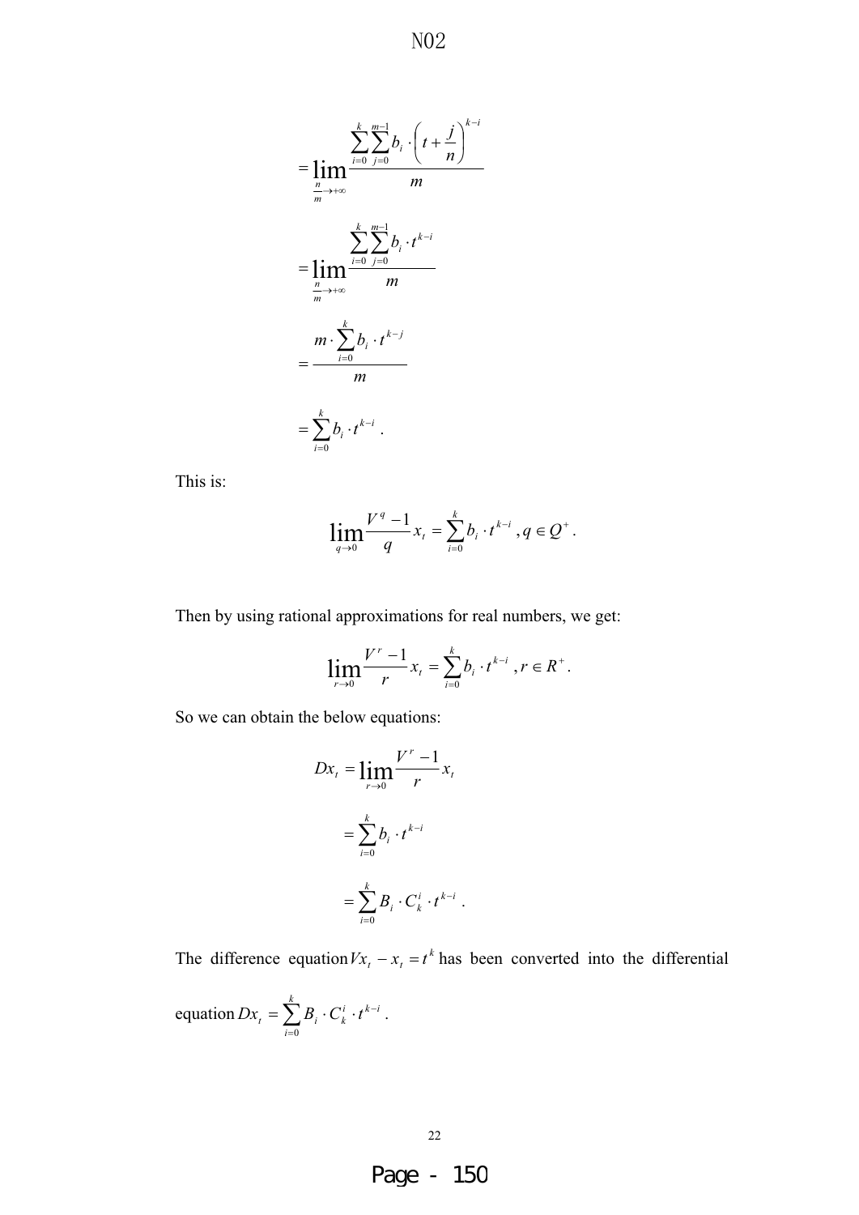$$= \lim_{\frac{n}{m} \to +\infty} \frac{\sum_{i=0}^{k} \sum_{j=0}^{m-1} b_i \cdot \left(t + \frac{j}{n}\right)^{k-i}}{m}$$

$$= \lim_{\frac{n}{m} \to +\infty} \frac{\sum_{i=0}^{k} \sum_{j=0}^{m-1} b_i \cdot t^{k-i}}{m}$$

$$= \frac{m \cdot \sum_{i=0}^{k} b_i \cdot t^{k-j}}{m}$$

$$= \sum_{i=0}^{k} b_i \cdot t^{k-i} .$$

This is:

$$\lim_{q \to 0} \frac{V^q - 1}{q} x_t = \sum_{i=0}^{k} b_i \cdot t^{k-i} , q \in Q^+ .$$

Then by using rational approximations for real numbers, we get:

$$\lim_{r \to 0} \frac{V^r - 1}{r} x_t = \sum_{i=0}^{k} b_i \cdot t^{k-i} , r \in R^+ .$$

So we can obtain the below equations:

$$Dx_t = \lim_{r \to 0} \frac{V^r - 1}{r} x_t$$

$$= \sum_{i=0}^{k} b_i \cdot t^{k-i}$$

$$= \sum_{i=0}^{k} B_i \cdot C_k^i \cdot t^{k-i} .$$

The difference equation $Vx_t - x_t = t^k$ has been converted into the differential equation $Dx_t = \sum_{i=0}^{k} B_i \cdot C_k^i \cdot t^{k-i}$ .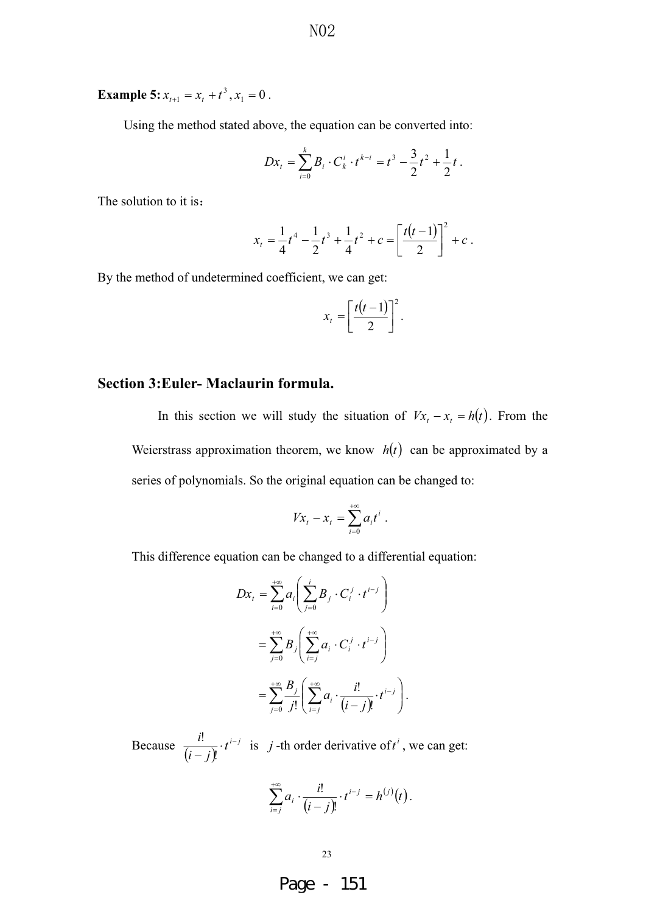**Example 5:** $x_{t+1} = x_t + t^3, x_1 = 0$.

Using the method stated above, the equation can be converted into:

$$Dx_t = \sum_{i=0}^{k} B_i \cdot C_k^i \cdot t^{k-i} = t^3 - \frac{3}{2}t^2 + \frac{1}{2}t .$$

The solution to it is：

$$x_t = \frac{1}{4}t^4 - \frac{1}{2}t^3 + \frac{1}{4}t^2 + c = \left[\frac{t(t-1)}{2}\right]^2 + c .$$

By the method of undetermined coefficient, we can get:

$$x_t = \left[\frac{t(t-1)}{2}\right]^2 .$$

## Section 3:Euler- Maclaurin formula.

In this section we will study the situation of $Vx_t - x_t = h(t)$. From the Weierstrass approximation theorem, we know $h(t)$ can be approximated by a series of polynomials. So the original equation can be changed to:

$$Vx_t - x_t = \sum_{i=0}^{+\infty} a_i t^i .$$

This difference equation can be changed to a differential equation:

$$\begin{aligned}
Dx_t &= \sum_{i=0}^{+\infty} a_i \left( \sum_{j=0}^{i} B_j \cdot C_i^j \cdot t^{i-j} \right) \\
&= \sum_{j=0}^{+\infty} B_j \left( \sum_{i=j}^{+\infty} a_i \cdot C_i^j \cdot t^{i-j} \right) \\
&= \sum_{j=0}^{+\infty} \frac{B_j}{j!} \left( \sum_{i=j}^{+\infty} a_i \cdot \frac{i!}{(i-j)!} \cdot t^{i-j} \right).
\end{aligned}$$

Because $\frac{i!}{(i-j)!} \cdot t^{i-j}$ is $j$-th order derivative of $t^i$, we can get:

$$\sum_{i=j}^{+\infty} a_i \cdot \frac{i!}{(i-j)!} \cdot t^{i-j} = h^{(j)}(t) .$$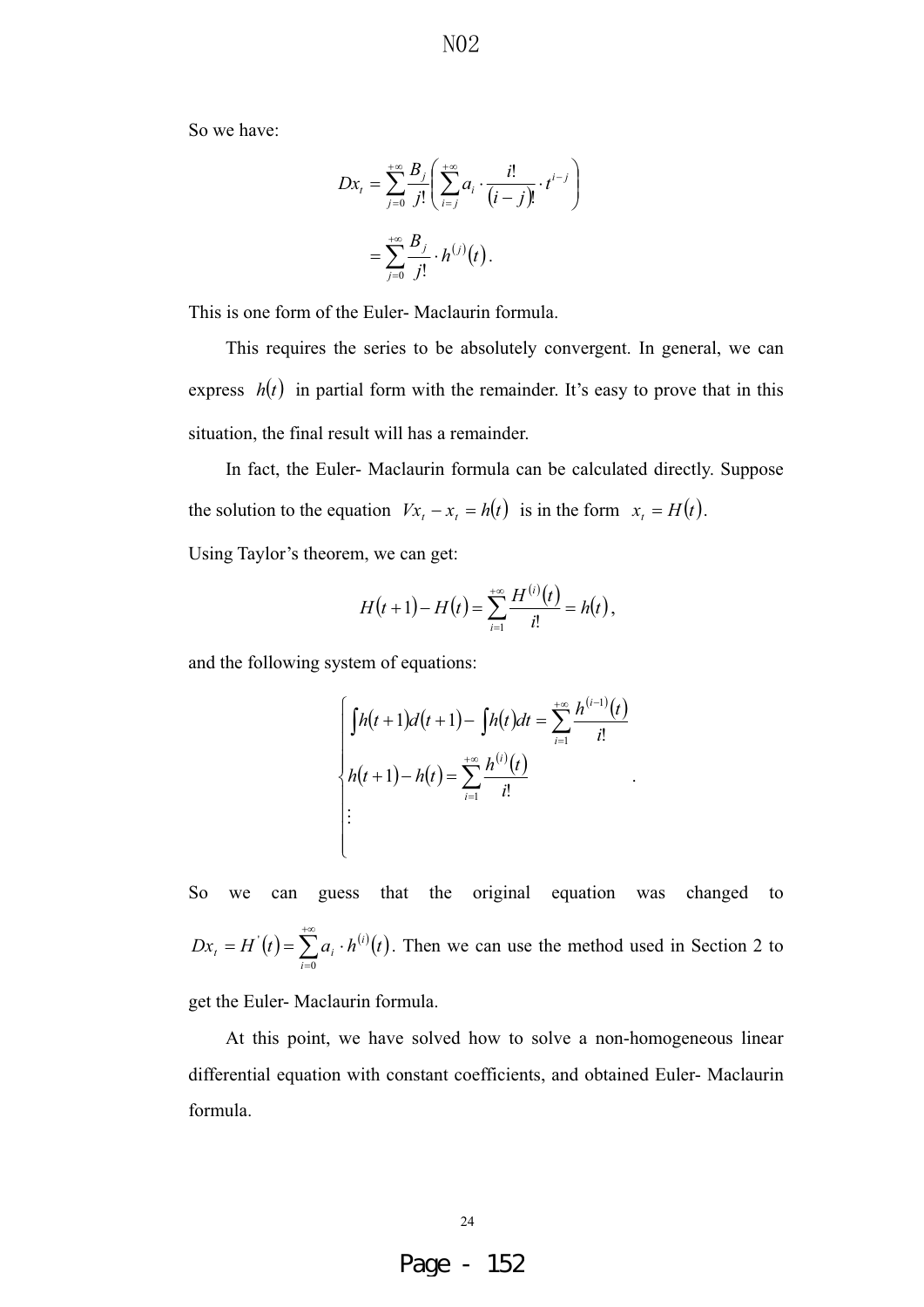So we have:

$$Dx_t = \sum_{j=0}^{+\infty} \frac{B_j}{j!} \left( \sum_{i=j}^{+\infty} a_i \cdot \frac{i!}{(i-j)!} \cdot t^{i-j} \right)$$

$$= \sum_{j=0}^{+\infty} \frac{B_j}{j!} \cdot h^{(j)}(t).$$

This is one form of the Euler- Maclaurin formula.

This requires the series to be absolutely convergent. In general, we can express $h(t)$ in partial form with the remainder. It's easy to prove that in this situation, the final result will has a remainder.

In fact, the Euler- Maclaurin formula can be calculated directly. Suppose the solution to the equation $Vx_t - x_t = h(t)$ is in the form $x_t = H(t)$.

Using Taylor's theorem, we can get:

$$H(t+1) - H(t) = \sum_{i=1}^{+\infty} \frac{H^{(i)}(t)}{i!} = h(t),$$

and the following system of equations:

$$\begin{cases} \int h(t+1)d(t+1) - \int h(t)dt = \sum_{i=1}^{+\infty} \frac{h^{(i-1)}(t)}{i!} \\ h(t+1) - h(t) = \sum_{i=1}^{+\infty} \frac{h^{(i)}(t)}{i!} \\ \vdots \end{cases}.$$

So we can guess that the original equation was changed to $Dx_t = H^{'}(t) = \sum_{i=0}^{+\infty} a_i \cdot h^{(i)}(t)$. Then we can use the method used in Section 2 to get the Euler- Maclaurin formula.

At this point, we have solved how to solve a non-homogeneous linear differential equation with constant coefficients, and obtained Euler- Maclaurin formula.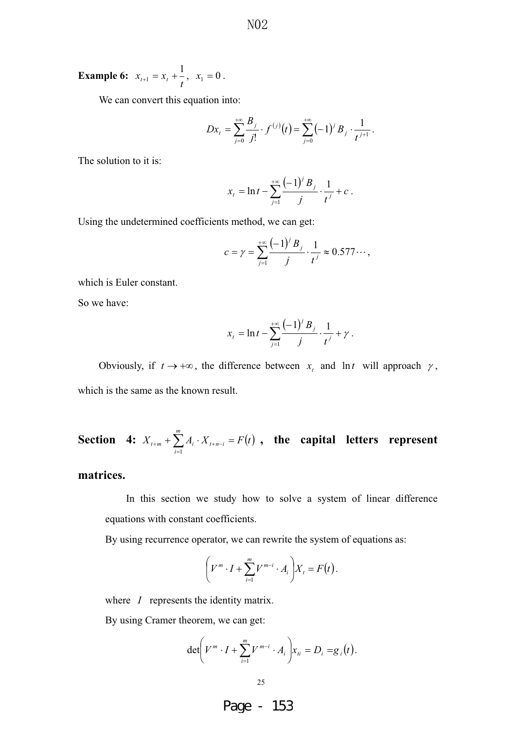**Example 6:** $x_{t+1} = x_t + \dfrac{1}{t}, \ \ x_1 = 0$.

We can convert this equation into:

$$Dx_t = \sum_{j=0}^{+\infty} \frac{B_j}{j!} \cdot f^{(j)}(t) = \sum_{j=0}^{+\infty} (-1)^j B_j \cdot \frac{1}{t^{j+1}}.$$

The solution to it is:

$$x_t = \ln t - \sum_{j=1}^{+\infty} \frac{(-1)^j B_j}{j} \cdot \frac{1}{t^j} + c.$$

Using the undetermined coefficients method, we can get:

$$c = \gamma = \sum_{j=1}^{+\infty} \frac{(-1)^j B_j}{j} \cdot \frac{1}{t^j} \approx 0.577\cdots,$$

which is Euler constant.

So we have:

$$x_t = \ln t - \sum_{j=1}^{+\infty} \frac{(-1)^j B_j}{j} \cdot \frac{1}{t^j} + \gamma.$$

Obviously, if $t \to +\infty$, the difference between $x_t$ and $\ln t$ will approach $\gamma$, which is the same as the known result.

## Section 4: $X_{t+m} + \sum_{i=1}^{m} A_i \cdot X_{t+n-i} = F(t)$, the capital letters represent matrices.

In this section we study how to solve a system of linear difference equations with constant coefficients.

By using recurrence operator, we can rewrite the system of equations as:

$$\left( V^m \cdot I + \sum_{i=1}^{m} V^{m-i} \cdot A_i \right) X_t = F(t).$$

where $I$ represents the identity matrix.

By using Cramer theorem, we can get:

$$\det\left( V^m \cdot I + \sum_{i=1}^{m} V^{m-i} \cdot A_i \right) x_{ti} = D_i = g_i(t).$$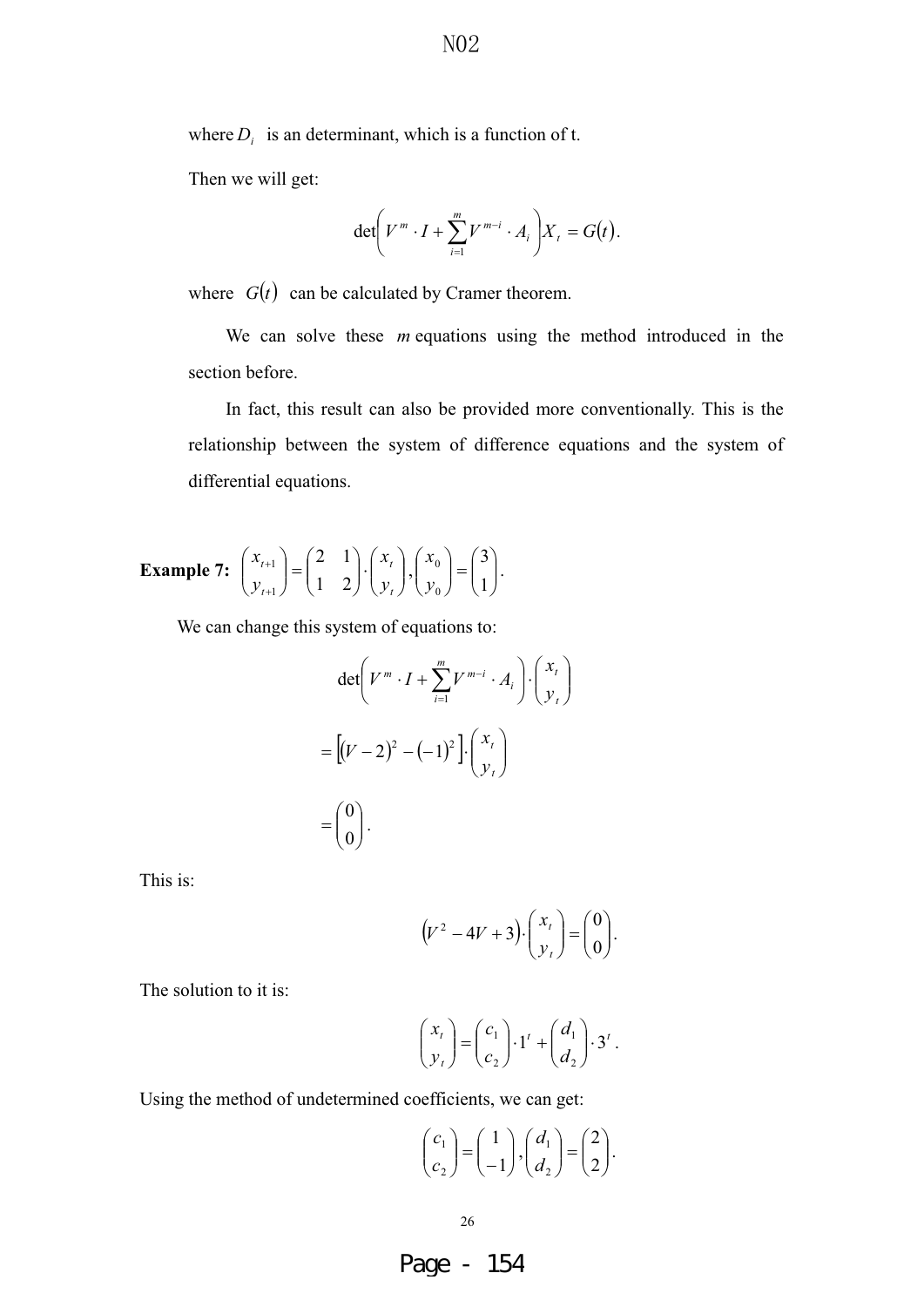where $D_i$ is an determinant, which is a function of t.

Then we will get:

$$\det\left(V^m \cdot I + \sum_{i=1}^{m} V^{m-i} \cdot A_i\right) X_t = G(t).$$

where $G(t)$ can be calculated by Cramer theorem.

We can solve these $m$ equations using the method introduced in the section before.

In fact, this result can also be provided more conventionally. This is the relationship between the system of difference equations and the system of differential equations.

**Example 7:** $\begin{pmatrix} x_{t+1} \\ y_{t+1} \end{pmatrix} = \begin{pmatrix} 2 & 1 \\ 1 & 2 \end{pmatrix} \cdot \begin{pmatrix} x_t \\ y_t \end{pmatrix}, \begin{pmatrix} x_0 \\ y_0 \end{pmatrix} = \begin{pmatrix} 3 \\ 1 \end{pmatrix}.$

We can change this system of equations to:

$$\det\left(V^m \cdot I + \sum_{i=1}^{m} V^{m-i} \cdot A_i\right) \cdot \begin{pmatrix} x_t \\ y_t \end{pmatrix}$$

$$= \left[(V-2)^2 - (-1)^2\right] \cdot \begin{pmatrix} x_t \\ y_t \end{pmatrix}$$

$$= \begin{pmatrix} 0 \\ 0 \end{pmatrix}.$$

This is:

$$\left(V^2 - 4V + 3\right) \cdot \begin{pmatrix} x_t \\ y_t \end{pmatrix} = \begin{pmatrix} 0 \\ 0 \end{pmatrix}.$$

The solution to it is:

$$\begin{pmatrix} x_t \\ y_t \end{pmatrix} = \begin{pmatrix} c_1 \\ c_2 \end{pmatrix} \cdot 1^t + \begin{pmatrix} d_1 \\ d_2 \end{pmatrix} \cdot 3^t.$$

Using the method of undetermined coefficients, we can get:

$$\begin{pmatrix} c_1 \\ c_2 \end{pmatrix} = \begin{pmatrix} 1 \\ -1 \end{pmatrix}, \begin{pmatrix} d_1 \\ d_2 \end{pmatrix} = \begin{pmatrix} 2 \\ 2 \end{pmatrix}.$$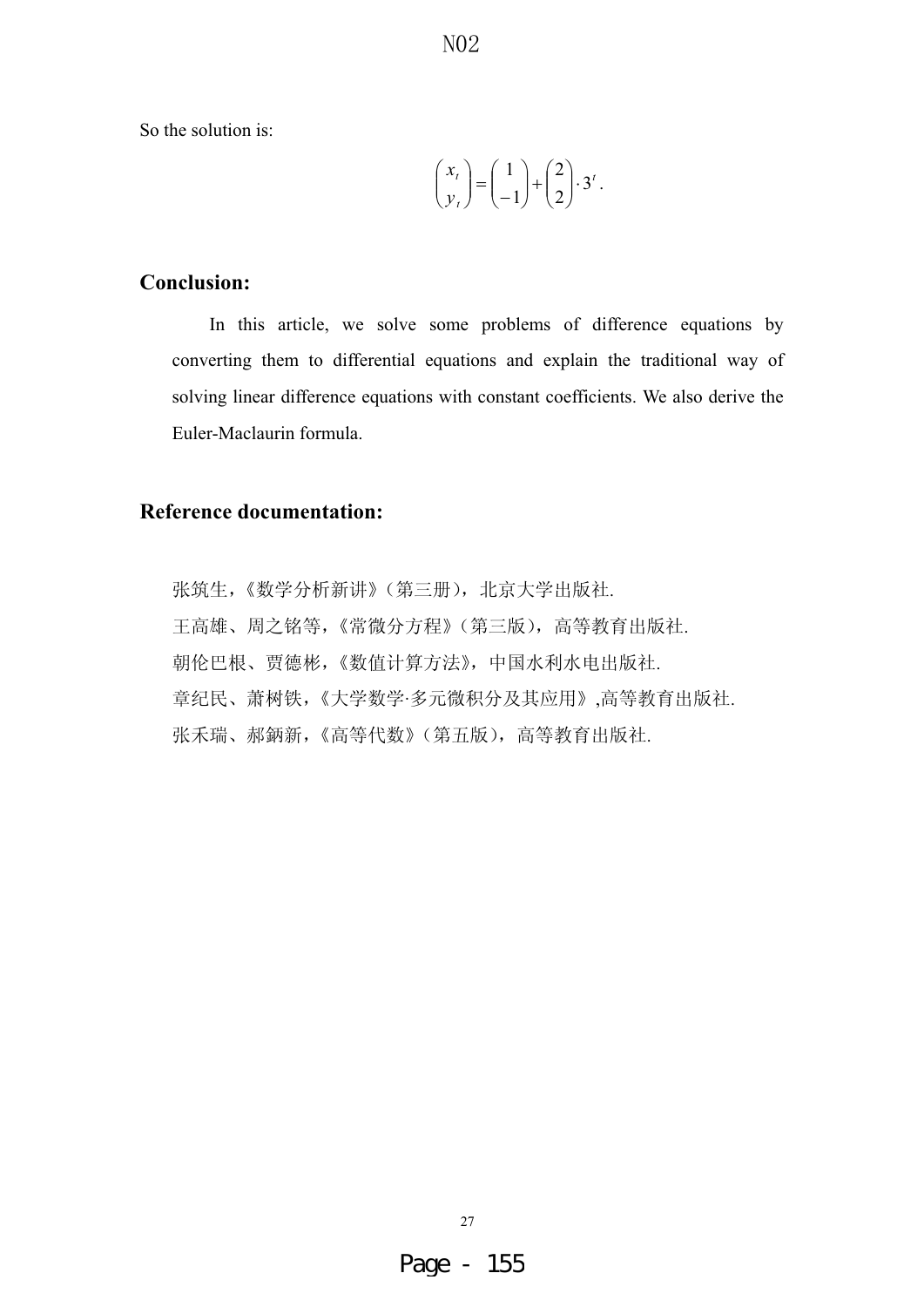So the solution is:

$$\begin{pmatrix} x_t \\ y_t \end{pmatrix} = \begin{pmatrix} 1 \\ -1 \end{pmatrix} + \begin{pmatrix} 2 \\ 2 \end{pmatrix} \cdot 3^t .$$

## Conclusion:

In this article, we solve some problems of difference equations by converting them to differential equations and explain the traditional way of solving linear difference equations with constant coefficients. We also derive the Euler-Maclaurin formula.

## Reference documentation:

张筑生，《数学分析新讲》（第三册），北京大学出版社.

王高雄、周之铭等，《常微分方程》（第三版），高等教育出版社.

朝伦巴根、贾德彬，《数值计算方法》，中国水利水电出版社.

章纪民、萧树铁，《大学数学·多元微积分及其应用》,高等教育出版社.

张禾瑞、郝鈵新，《高等代数》（第五版），高等教育出版社.